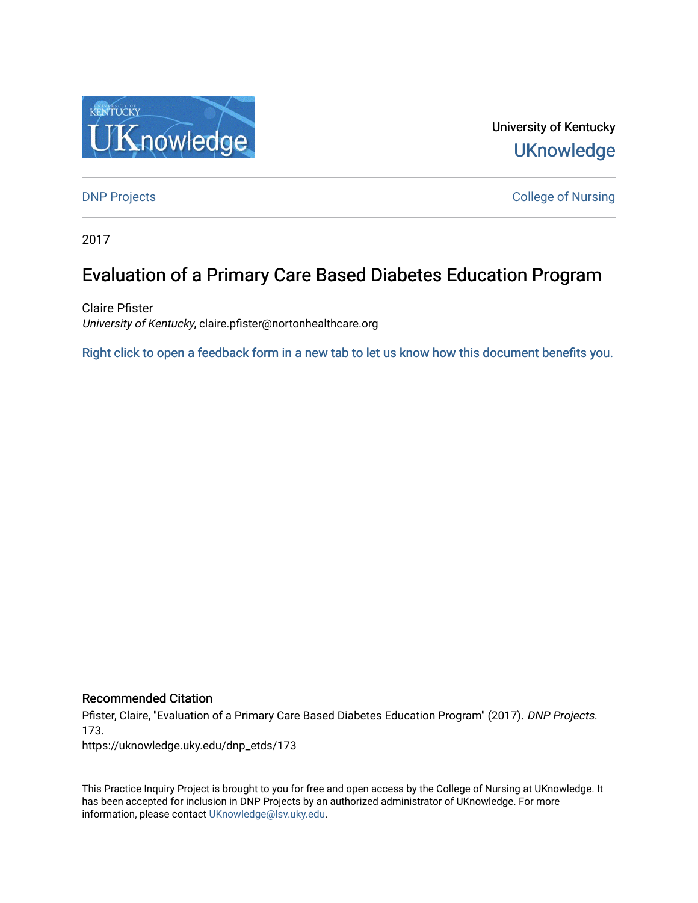University of Kentucky

UKnowledge

DNP Projects

College of Nursing

2017

# Evaluation of a Primary Care Based Diabetes Education Program

Claire Pfister
*University of Kentucky*, claire.pfister@nortonhealthcare.org

Right click to open a feedback form in a new tab to let us know how this document benefits you.

## Recommended Citation

Pfister, Claire, "Evaluation of a Primary Care Based Diabetes Education Program" (2017). *DNP Projects*. 173.
https://uknowledge.uky.edu/dnp_etds/173

This Practice Inquiry Project is brought to you for free and open access by the College of Nursing at UKnowledge. It has been accepted for inclusion in DNP Projects by an authorized administrator of UKnowledge. For more information, please contact UKnowledge@lsv.uky.edu.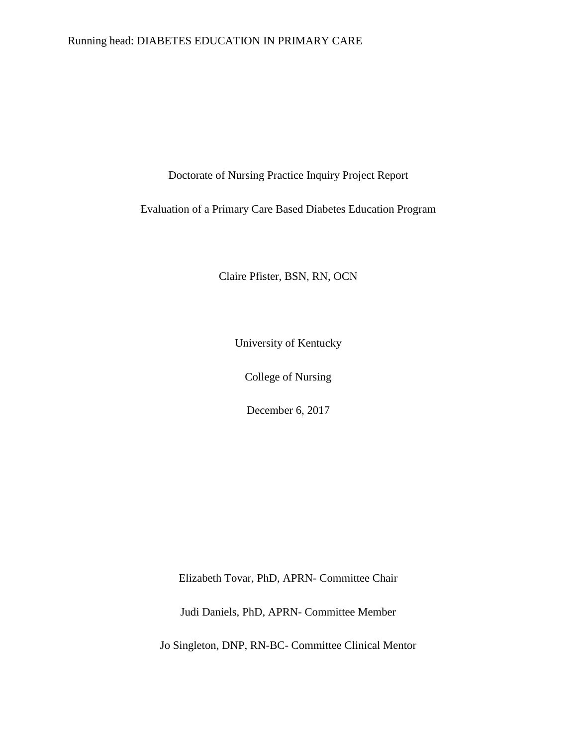Doctorate of Nursing Practice Inquiry Project Report

Evaluation of a Primary Care Based Diabetes Education Program

Claire Pfister, BSN, RN, OCN

University of Kentucky

College of Nursing

December 6, 2017

Elizabeth Tovar, PhD, APRN- Committee Chair

Judi Daniels, PhD, APRN- Committee Member

Jo Singleton, DNP, RN-BC- Committee Clinical Mentor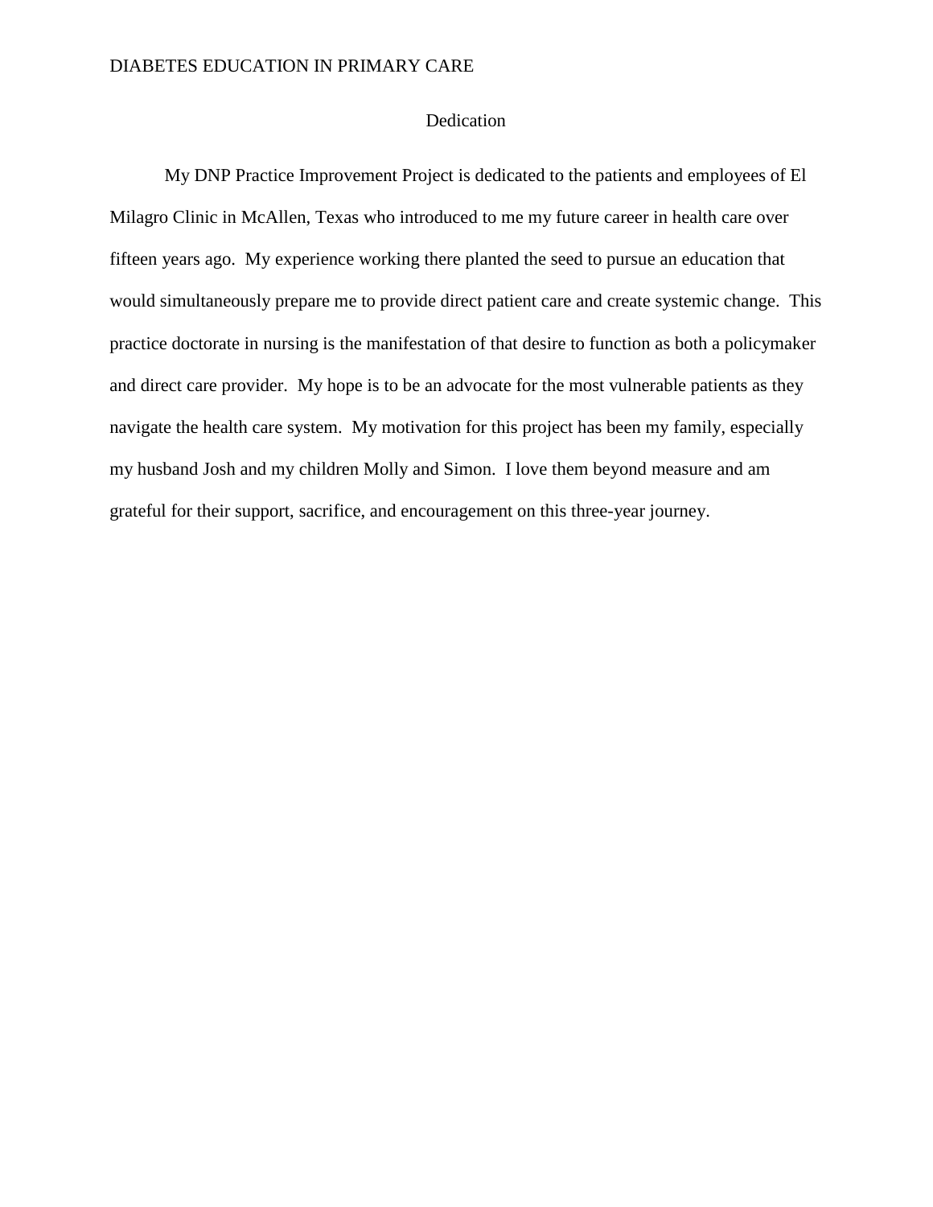# Dedication

My DNP Practice Improvement Project is dedicated to the patients and employees of El Milagro Clinic in McAllen, Texas who introduced to me my future career in health care over fifteen years ago. My experience working there planted the seed to pursue an education that would simultaneously prepare me to provide direct patient care and create systemic change. This practice doctorate in nursing is the manifestation of that desire to function as both a policymaker and direct care provider. My hope is to be an advocate for the most vulnerable patients as they navigate the health care system. My motivation for this project has been my family, especially my husband Josh and my children Molly and Simon. I love them beyond measure and am grateful for their support, sacrifice, and encouragement on this three-year journey.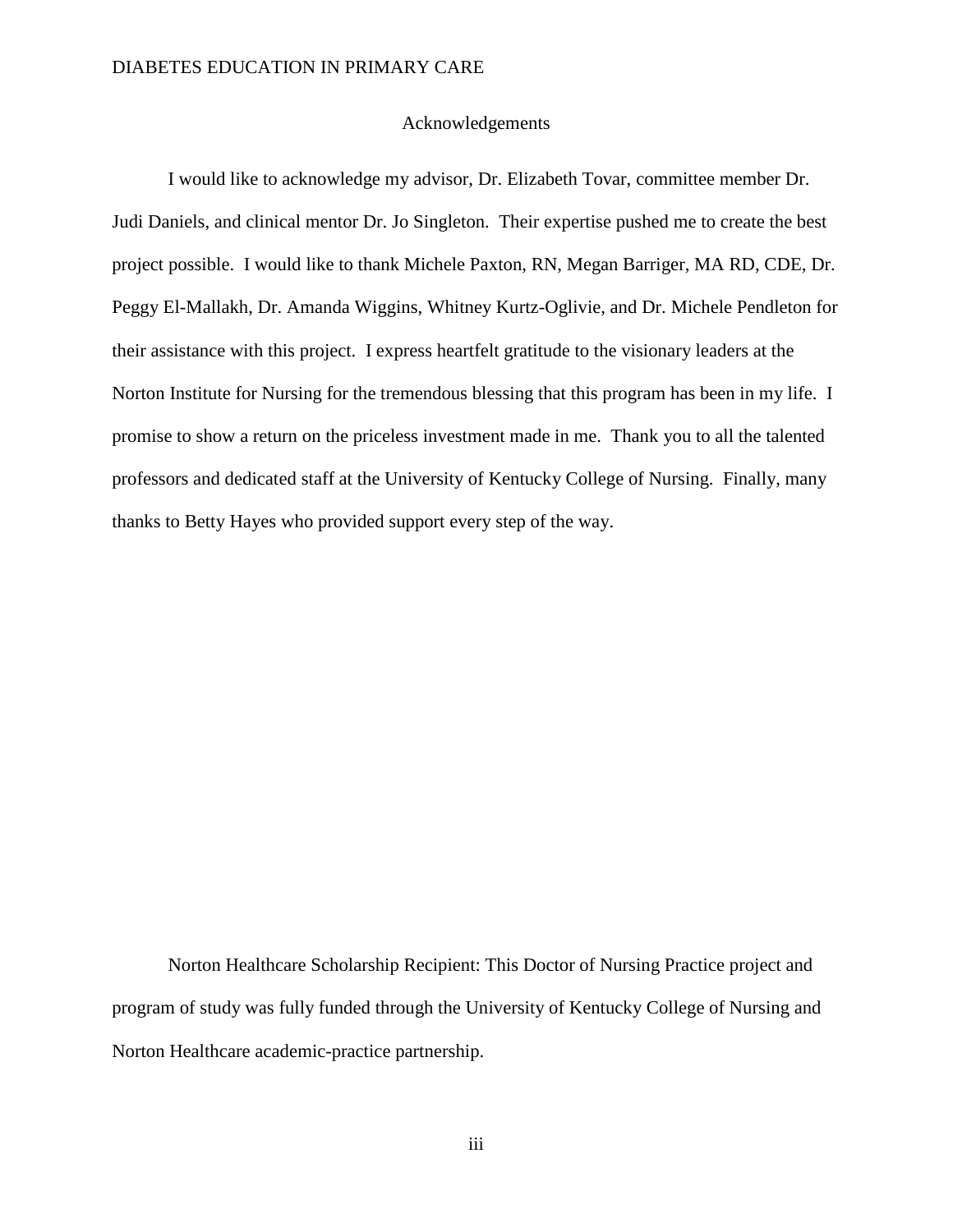# Acknowledgements

I would like to acknowledge my advisor, Dr. Elizabeth Tovar, committee member Dr. Judi Daniels, and clinical mentor Dr. Jo Singleton. Their expertise pushed me to create the best project possible. I would like to thank Michele Paxton, RN, Megan Barriger, MA RD, CDE, Dr. Peggy El-Mallakh, Dr. Amanda Wiggins, Whitney Kurtz-Oglivie, and Dr. Michele Pendleton for their assistance with this project. I express heartfelt gratitude to the visionary leaders at the Norton Institute for Nursing for the tremendous blessing that this program has been in my life. I promise to show a return on the priceless investment made in me. Thank you to all the talented professors and dedicated staff at the University of Kentucky College of Nursing. Finally, many thanks to Betty Hayes who provided support every step of the way.

Norton Healthcare Scholarship Recipient: This Doctor of Nursing Practice project and program of study was fully funded through the University of Kentucky College of Nursing and Norton Healthcare academic-practice partnership.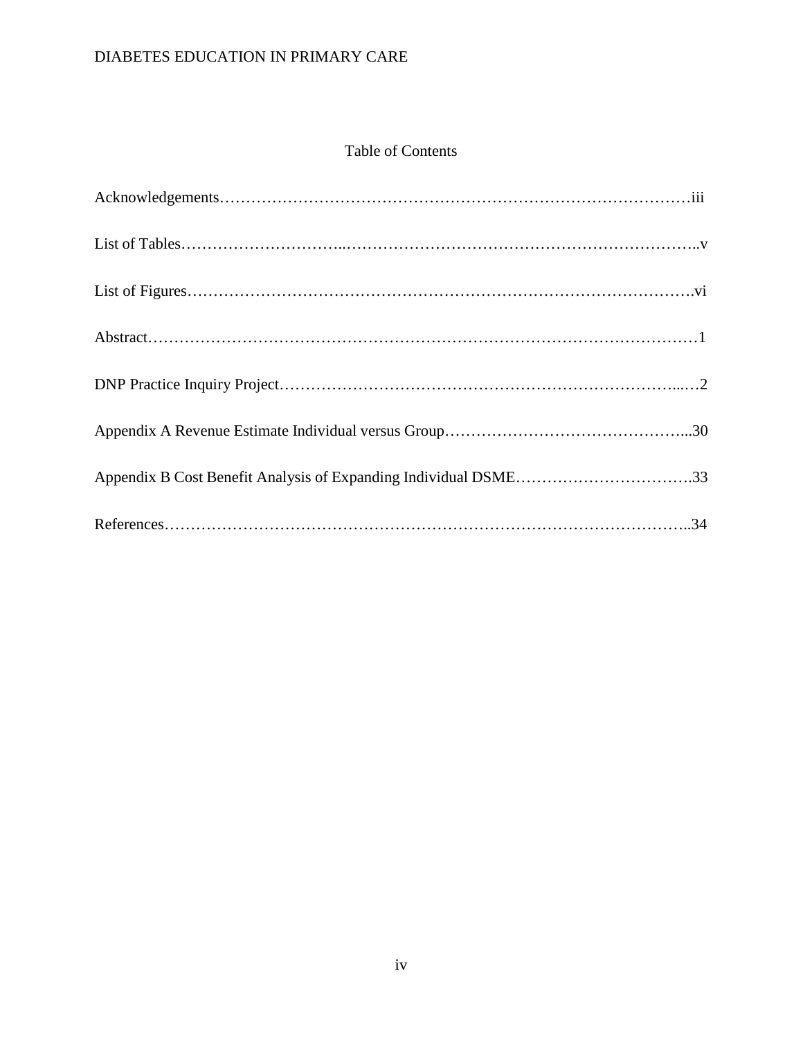# Table of Contents

Acknowledgements……………………………………………………………………………iii

List of Tables…………………………..……………………………………………………..v

List of Figures…………………………………………………………………………………vi

Abstract……………………………………………………………………………………………1

DNP Practice Inquiry Project…………………………………………………………………...…2

Appendix A Revenue Estimate Individual versus Group………………………………………...30

Appendix B Cost Benefit Analysis of Expanding Individual DSME…………………………….33

References……………………………………………………………………………………..34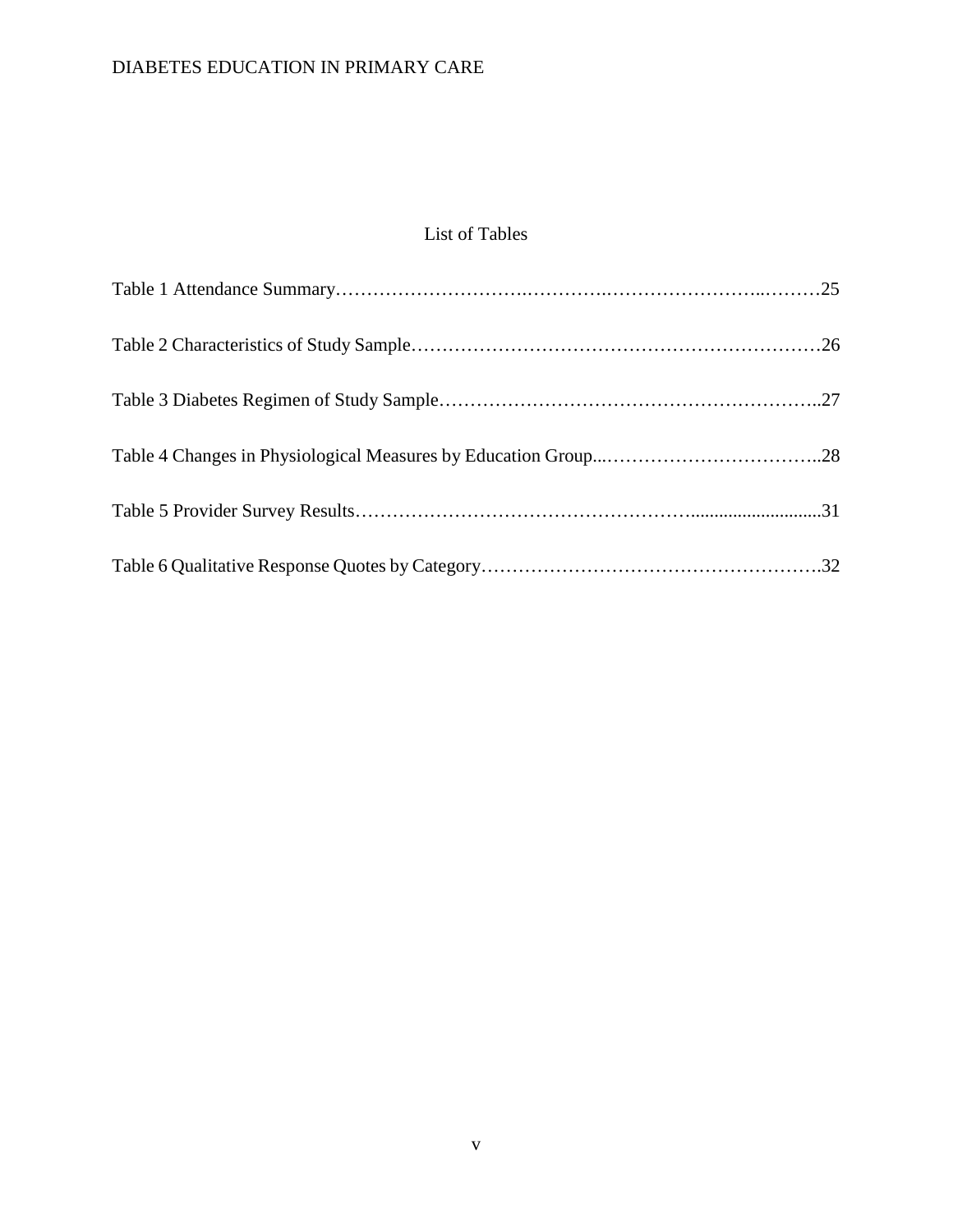# List of Tables

Table 1 Attendance Summary……………………….………….……………………..………25

Table 2 Characteristics of Study Sample………………………………………………………26

Table 3 Diabetes Regimen of Study Sample…………………………………………………..27

Table 4 Changes in Physiological Measures by Education Group...……………………………..28

Table 5 Provider Survey Results……………………………………………...........................31

Table 6 Qualitative Response Quotes by Category……………………………………………….32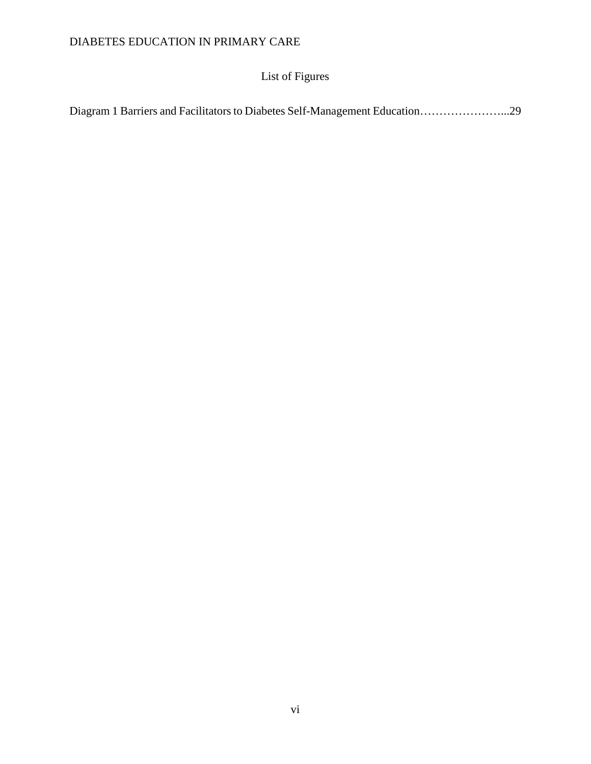# List of Figures

Diagram 1 Barriers and Facilitators to Diabetes Self-Management Education…………………...29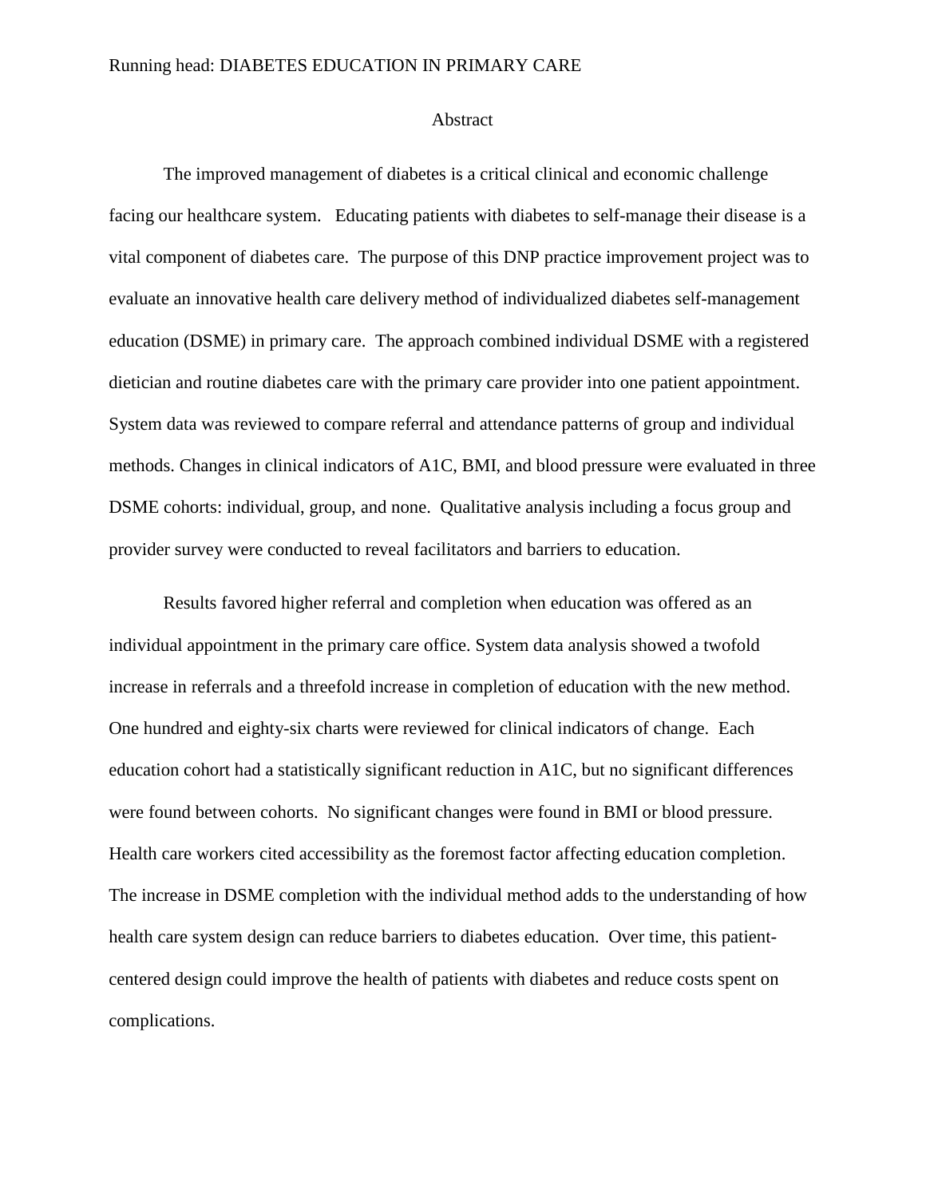# Abstract

The improved management of diabetes is a critical clinical and economic challenge facing our healthcare system. Educating patients with diabetes to self-manage their disease is a vital component of diabetes care. The purpose of this DNP practice improvement project was to evaluate an innovative health care delivery method of individualized diabetes self-management education (DSME) in primary care. The approach combined individual DSME with a registered dietician and routine diabetes care with the primary care provider into one patient appointment. System data was reviewed to compare referral and attendance patterns of group and individual methods. Changes in clinical indicators of A1C, BMI, and blood pressure were evaluated in three DSME cohorts: individual, group, and none. Qualitative analysis including a focus group and provider survey were conducted to reveal facilitators and barriers to education.

Results favored higher referral and completion when education was offered as an individual appointment in the primary care office. System data analysis showed a twofold increase in referrals and a threefold increase in completion of education with the new method. One hundred and eighty-six charts were reviewed for clinical indicators of change. Each education cohort had a statistically significant reduction in A1C, but no significant differences were found between cohorts. No significant changes were found in BMI or blood pressure. Health care workers cited accessibility as the foremost factor affecting education completion. The increase in DSME completion with the individual method adds to the understanding of how health care system design can reduce barriers to diabetes education. Over time, this patient-centered design could improve the health of patients with diabetes and reduce costs spent on complications.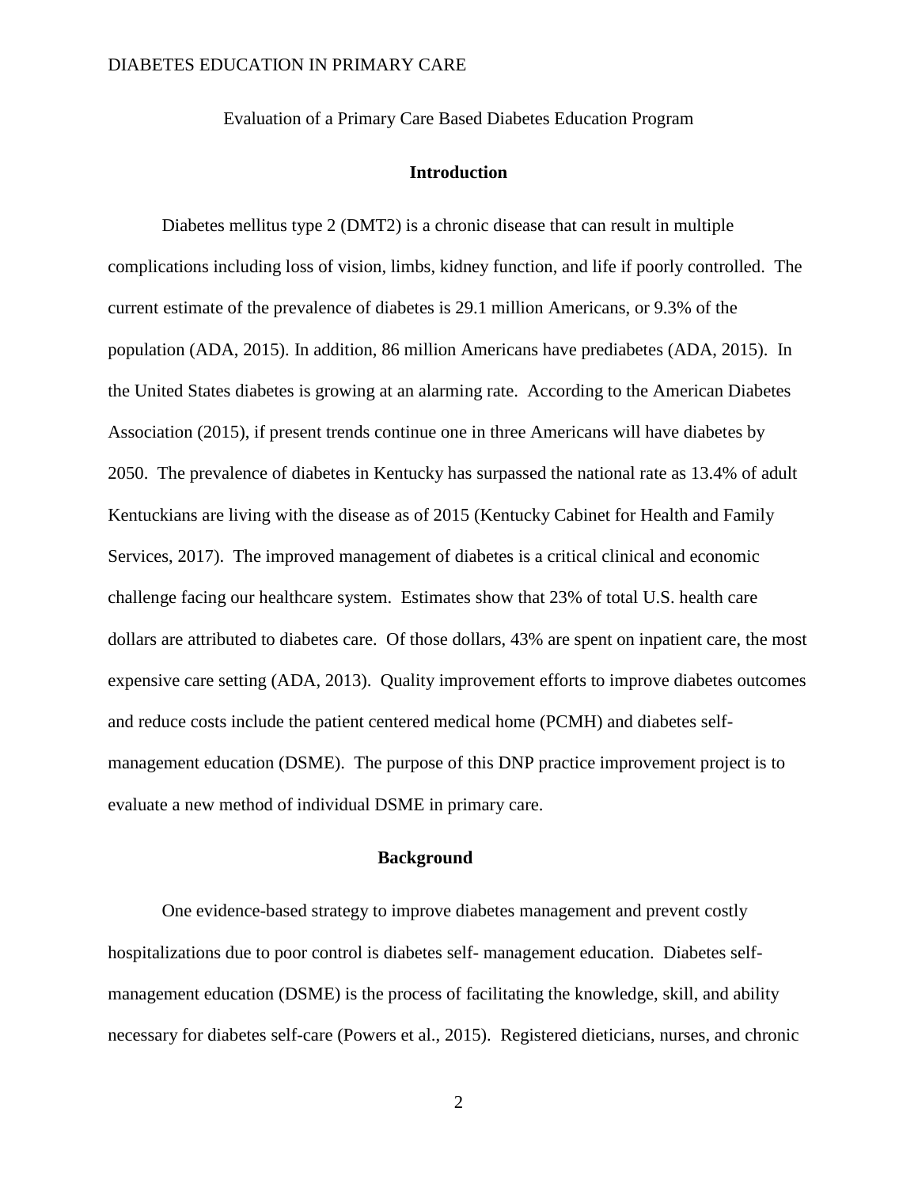Evaluation of a Primary Care Based Diabetes Education Program

## Introduction

Diabetes mellitus type 2 (DMT2) is a chronic disease that can result in multiple complications including loss of vision, limbs, kidney function, and life if poorly controlled. The current estimate of the prevalence of diabetes is 29.1 million Americans, or 9.3% of the population (ADA, 2015). In addition, 86 million Americans have prediabetes (ADA, 2015). In the United States diabetes is growing at an alarming rate. According to the American Diabetes Association (2015), if present trends continue one in three Americans will have diabetes by 2050. The prevalence of diabetes in Kentucky has surpassed the national rate as 13.4% of adult Kentuckians are living with the disease as of 2015 (Kentucky Cabinet for Health and Family Services, 2017). The improved management of diabetes is a critical clinical and economic challenge facing our healthcare system. Estimates show that 23% of total U.S. health care dollars are attributed to diabetes care. Of those dollars, 43% are spent on inpatient care, the most expensive care setting (ADA, 2013). Quality improvement efforts to improve diabetes outcomes and reduce costs include the patient centered medical home (PCMH) and diabetes self-management education (DSME). The purpose of this DNP practice improvement project is to evaluate a new method of individual DSME in primary care.

## Background

One evidence-based strategy to improve diabetes management and prevent costly hospitalizations due to poor control is diabetes self- management education. Diabetes self-management education (DSME) is the process of facilitating the knowledge, skill, and ability necessary for diabetes self-care (Powers et al., 2015). Registered dieticians, nurses, and chronic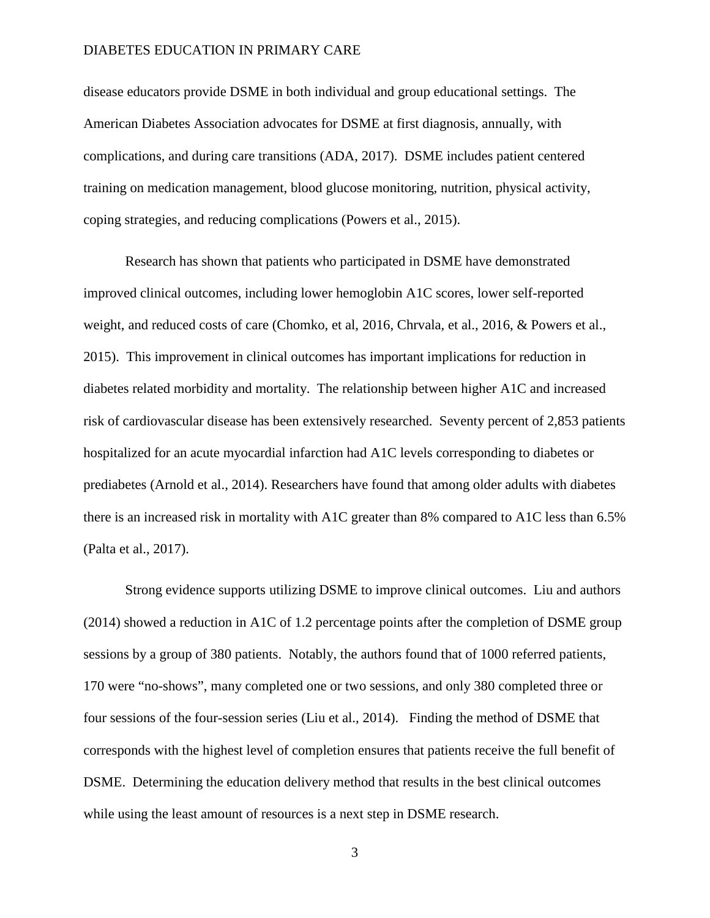disease educators provide DSME in both individual and group educational settings. The American Diabetes Association advocates for DSME at first diagnosis, annually, with complications, and during care transitions (ADA, 2017). DSME includes patient centered training on medication management, blood glucose monitoring, nutrition, physical activity, coping strategies, and reducing complications (Powers et al., 2015).

Research has shown that patients who participated in DSME have demonstrated improved clinical outcomes, including lower hemoglobin A1C scores, lower self-reported weight, and reduced costs of care (Chomko, et al, 2016, Chrvala, et al., 2016, & Powers et al., 2015). This improvement in clinical outcomes has important implications for reduction in diabetes related morbidity and mortality. The relationship between higher A1C and increased risk of cardiovascular disease has been extensively researched. Seventy percent of 2,853 patients hospitalized for an acute myocardial infarction had A1C levels corresponding to diabetes or prediabetes (Arnold et al., 2014). Researchers have found that among older adults with diabetes there is an increased risk in mortality with A1C greater than 8% compared to A1C less than 6.5% (Palta et al., 2017).

Strong evidence supports utilizing DSME to improve clinical outcomes. Liu and authors (2014) showed a reduction in A1C of 1.2 percentage points after the completion of DSME group sessions by a group of 380 patients. Notably, the authors found that of 1000 referred patients, 170 were "no-shows", many completed one or two sessions, and only 380 completed three or four sessions of the four-session series (Liu et al., 2014). Finding the method of DSME that corresponds with the highest level of completion ensures that patients receive the full benefit of DSME. Determining the education delivery method that results in the best clinical outcomes while using the least amount of resources is a next step in DSME research.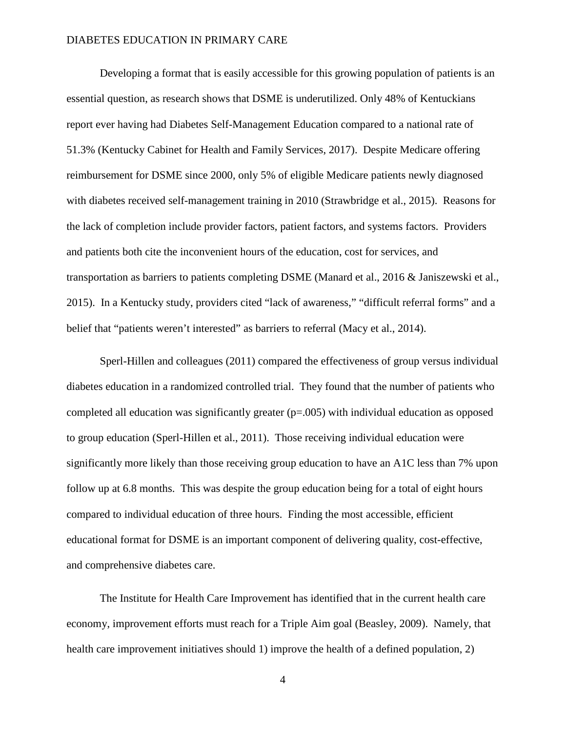Developing a format that is easily accessible for this growing population of patients is an essential question, as research shows that DSME is underutilized. Only 48% of Kentuckians report ever having had Diabetes Self-Management Education compared to a national rate of 51.3% (Kentucky Cabinet for Health and Family Services, 2017). Despite Medicare offering reimbursement for DSME since 2000, only 5% of eligible Medicare patients newly diagnosed with diabetes received self-management training in 2010 (Strawbridge et al., 2015). Reasons for the lack of completion include provider factors, patient factors, and systems factors. Providers and patients both cite the inconvenient hours of the education, cost for services, and transportation as barriers to patients completing DSME (Manard et al., 2016 & Janiszewski et al., 2015). In a Kentucky study, providers cited "lack of awareness," "difficult referral forms" and a belief that "patients weren't interested" as barriers to referral (Macy et al., 2014).

Sperl-Hillen and colleagues (2011) compared the effectiveness of group versus individual diabetes education in a randomized controlled trial. They found that the number of patients who completed all education was significantly greater ($p=.005$) with individual education as opposed to group education (Sperl-Hillen et al., 2011). Those receiving individual education were significantly more likely than those receiving group education to have an A1C less than 7% upon follow up at 6.8 months. This was despite the group education being for a total of eight hours compared to individual education of three hours. Finding the most accessible, efficient educational format for DSME is an important component of delivering quality, cost-effective, and comprehensive diabetes care.

The Institute for Health Care Improvement has identified that in the current health care economy, improvement efforts must reach for a Triple Aim goal (Beasley, 2009). Namely, that health care improvement initiatives should 1) improve the health of a defined population, 2)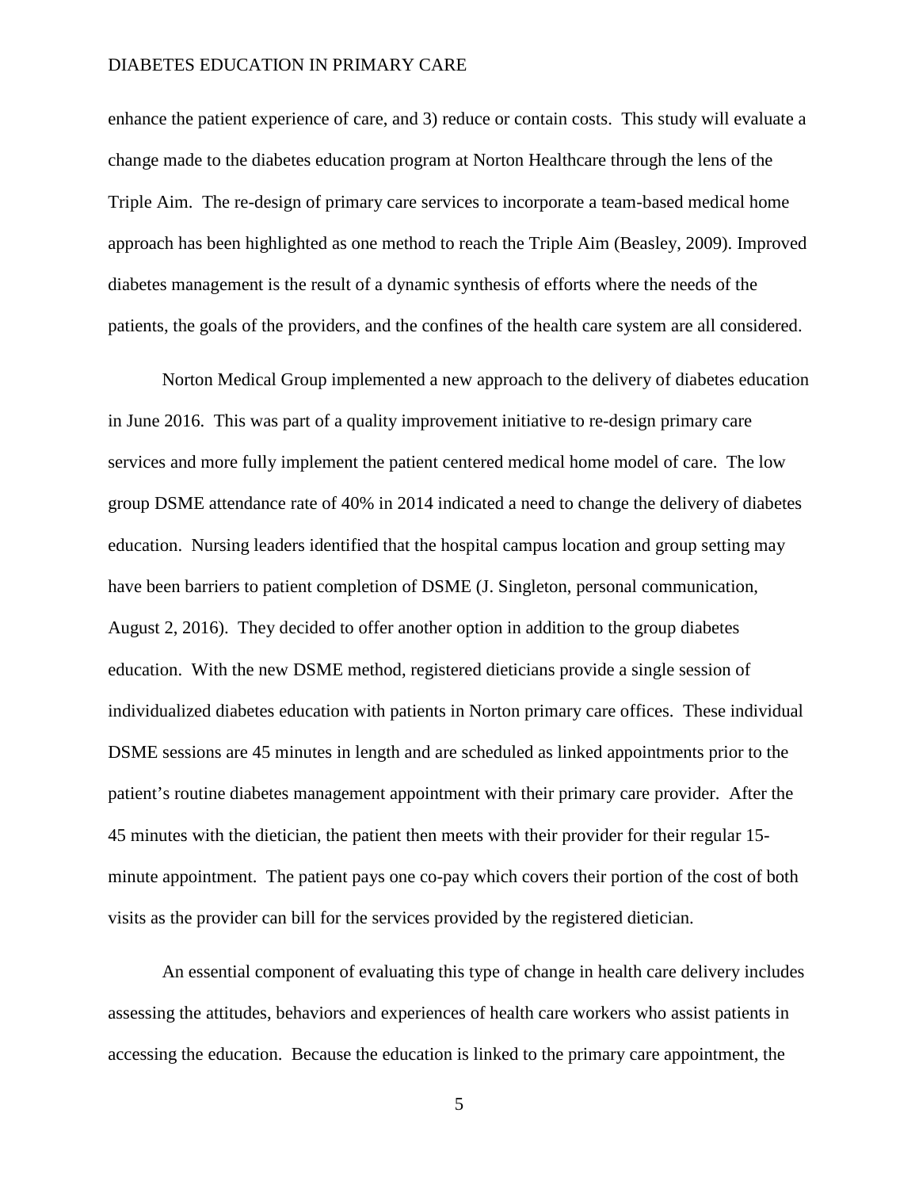enhance the patient experience of care, and 3) reduce or contain costs. This study will evaluate a change made to the diabetes education program at Norton Healthcare through the lens of the Triple Aim. The re-design of primary care services to incorporate a team-based medical home approach has been highlighted as one method to reach the Triple Aim (Beasley, 2009). Improved diabetes management is the result of a dynamic synthesis of efforts where the needs of the patients, the goals of the providers, and the confines of the health care system are all considered.

Norton Medical Group implemented a new approach to the delivery of diabetes education in June 2016. This was part of a quality improvement initiative to re-design primary care services and more fully implement the patient centered medical home model of care. The low group DSME attendance rate of 40% in 2014 indicated a need to change the delivery of diabetes education. Nursing leaders identified that the hospital campus location and group setting may have been barriers to patient completion of DSME (J. Singleton, personal communication, August 2, 2016). They decided to offer another option in addition to the group diabetes education. With the new DSME method, registered dieticians provide a single session of individualized diabetes education with patients in Norton primary care offices. These individual DSME sessions are 45 minutes in length and are scheduled as linked appointments prior to the patient's routine diabetes management appointment with their primary care provider. After the 45 minutes with the dietician, the patient then meets with their provider for their regular 15-minute appointment. The patient pays one co-pay which covers their portion of the cost of both visits as the provider can bill for the services provided by the registered dietician.

An essential component of evaluating this type of change in health care delivery includes assessing the attitudes, behaviors and experiences of health care workers who assist patients in accessing the education. Because the education is linked to the primary care appointment, the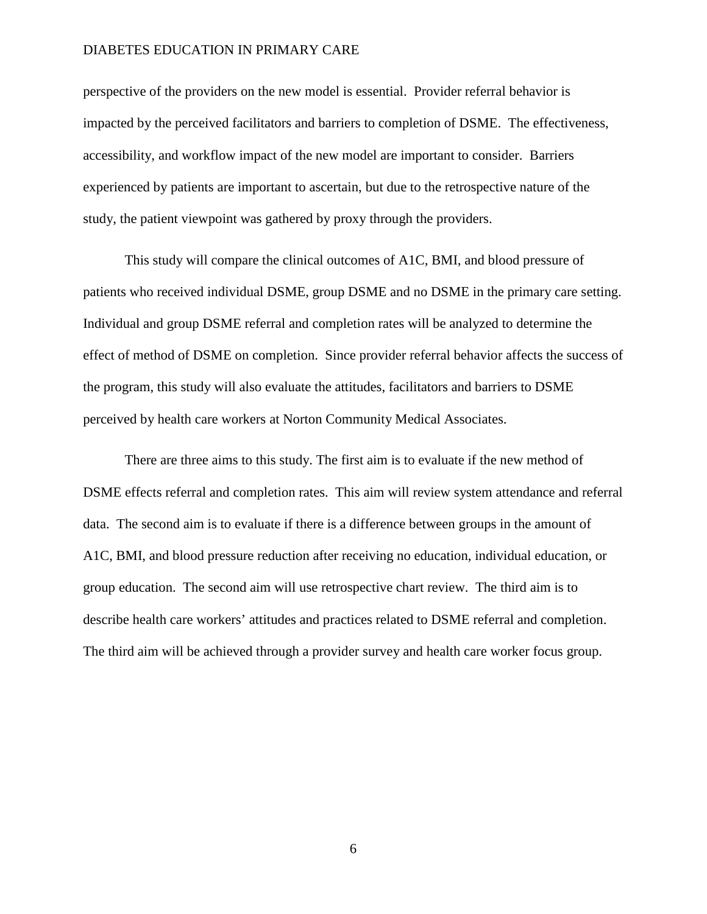perspective of the providers on the new model is essential. Provider referral behavior is impacted by the perceived facilitators and barriers to completion of DSME. The effectiveness, accessibility, and workflow impact of the new model are important to consider. Barriers experienced by patients are important to ascertain, but due to the retrospective nature of the study, the patient viewpoint was gathered by proxy through the providers.

This study will compare the clinical outcomes of A1C, BMI, and blood pressure of patients who received individual DSME, group DSME and no DSME in the primary care setting. Individual and group DSME referral and completion rates will be analyzed to determine the effect of method of DSME on completion. Since provider referral behavior affects the success of the program, this study will also evaluate the attitudes, facilitators and barriers to DSME perceived by health care workers at Norton Community Medical Associates.

There are three aims to this study. The first aim is to evaluate if the new method of DSME effects referral and completion rates. This aim will review system attendance and referral data. The second aim is to evaluate if there is a difference between groups in the amount of A1C, BMI, and blood pressure reduction after receiving no education, individual education, or group education. The second aim will use retrospective chart review. The third aim is to describe health care workers' attitudes and practices related to DSME referral and completion. The third aim will be achieved through a provider survey and health care worker focus group.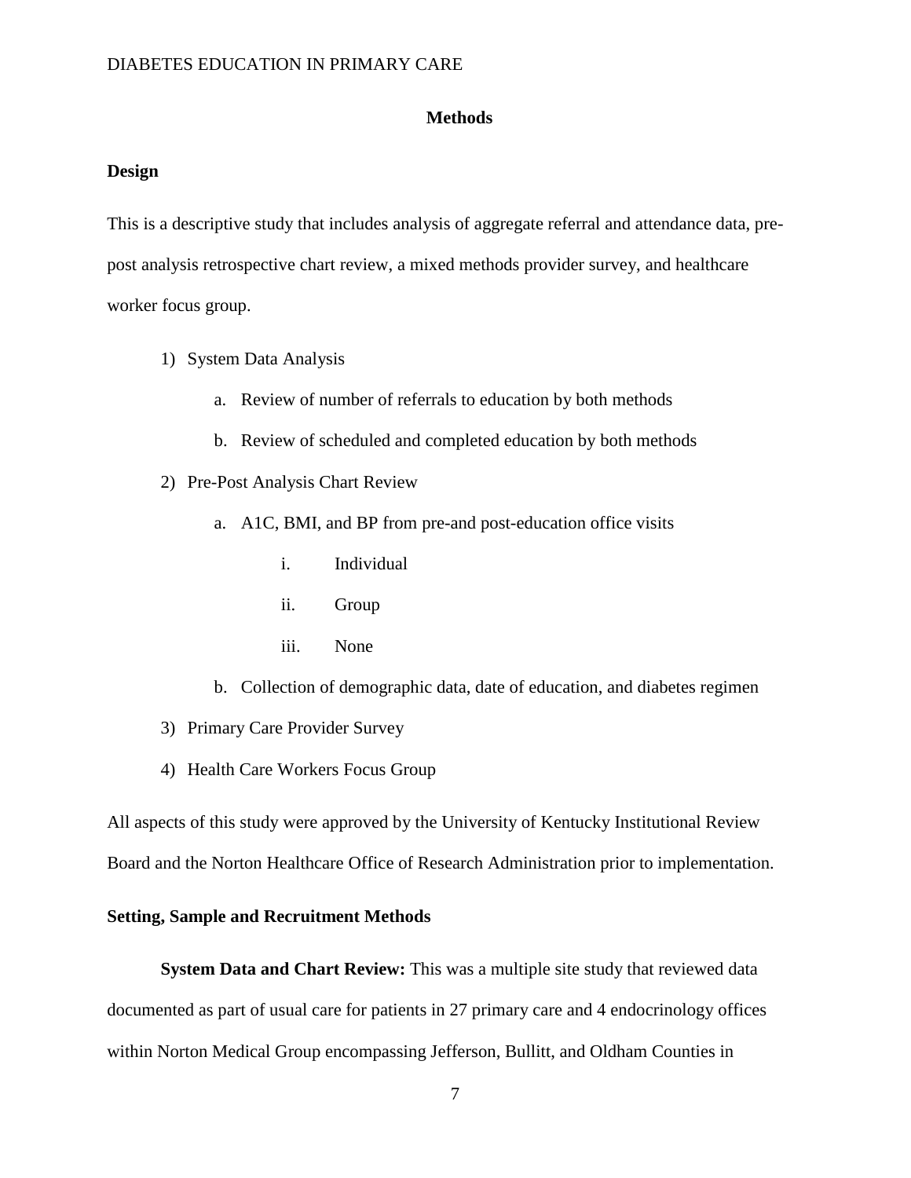## Methods

### Design

This is a descriptive study that includes analysis of aggregate referral and attendance data, pre-post analysis retrospective chart review, a mixed methods provider survey, and healthcare worker focus group.

1) System Data Analysis
    a. Review of number of referrals to education by both methods
    b. Review of scheduled and completed education by both methods
2) Pre-Post Analysis Chart Review
    a. A1C, BMI, and BP from pre-and post-education office visits
        i. Individual
        ii. Group
        iii. None
    b. Collection of demographic data, date of education, and diabetes regimen
3) Primary Care Provider Survey
4) Health Care Workers Focus Group

All aspects of this study were approved by the University of Kentucky Institutional Review Board and the Norton Healthcare Office of Research Administration prior to implementation.

### Setting, Sample and Recruitment Methods

**System Data and Chart Review:** This was a multiple site study that reviewed data documented as part of usual care for patients in 27 primary care and 4 endocrinology offices within Norton Medical Group encompassing Jefferson, Bullitt, and Oldham Counties in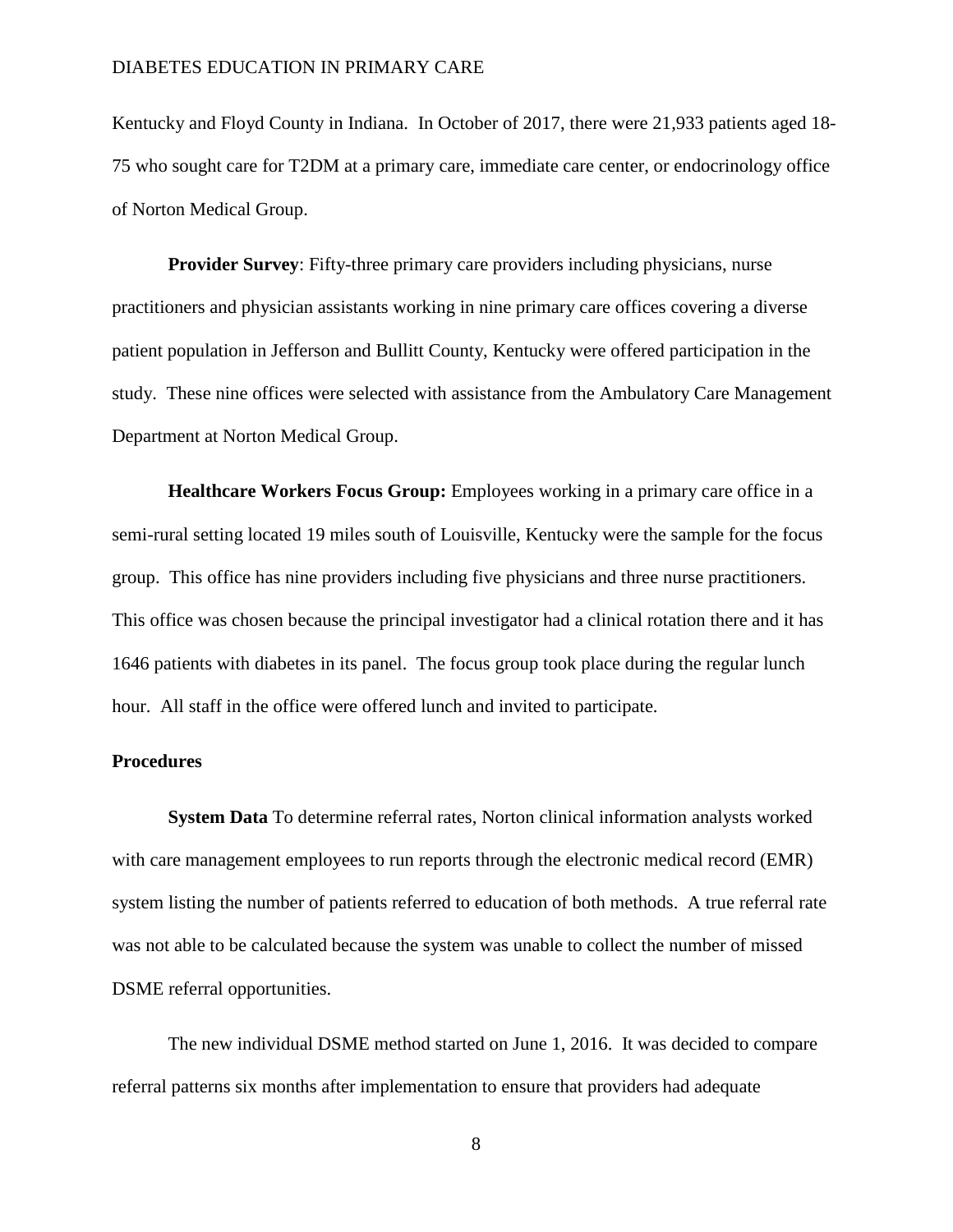Kentucky and Floyd County in Indiana. In October of 2017, there were 21,933 patients aged 18-75 who sought care for T2DM at a primary care, immediate care center, or endocrinology office of Norton Medical Group.

**Provider Survey**: Fifty-three primary care providers including physicians, nurse practitioners and physician assistants working in nine primary care offices covering a diverse patient population in Jefferson and Bullitt County, Kentucky were offered participation in the study. These nine offices were selected with assistance from the Ambulatory Care Management Department at Norton Medical Group.

**Healthcare Workers Focus Group:** Employees working in a primary care office in a semi-rural setting located 19 miles south of Louisville, Kentucky were the sample for the focus group. This office has nine providers including five physicians and three nurse practitioners. This office was chosen because the principal investigator had a clinical rotation there and it has 1646 patients with diabetes in its panel. The focus group took place during the regular lunch hour. All staff in the office were offered lunch and invited to participate.

**Procedures**

**System Data** To determine referral rates, Norton clinical information analysts worked with care management employees to run reports through the electronic medical record (EMR) system listing the number of patients referred to education of both methods. A true referral rate was not able to be calculated because the system was unable to collect the number of missed DSME referral opportunities.

The new individual DSME method started on June 1, 2016. It was decided to compare referral patterns six months after implementation to ensure that providers had adequate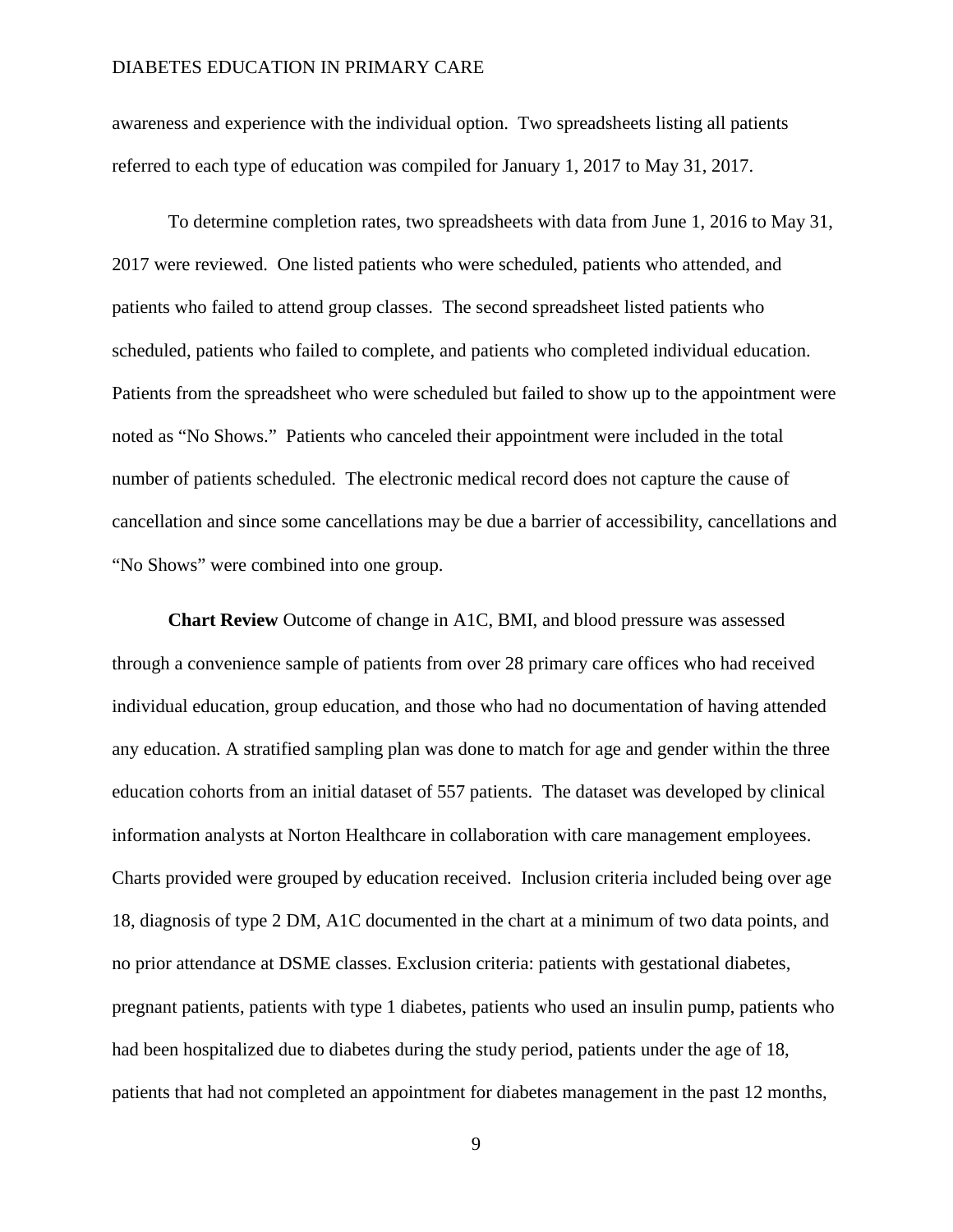awareness and experience with the individual option. Two spreadsheets listing all patients referred to each type of education was compiled for January 1, 2017 to May 31, 2017.

To determine completion rates, two spreadsheets with data from June 1, 2016 to May 31, 2017 were reviewed. One listed patients who were scheduled, patients who attended, and patients who failed to attend group classes. The second spreadsheet listed patients who scheduled, patients who failed to complete, and patients who completed individual education. Patients from the spreadsheet who were scheduled but failed to show up to the appointment were noted as "No Shows." Patients who canceled their appointment were included in the total number of patients scheduled. The electronic medical record does not capture the cause of cancellation and since some cancellations may be due a barrier of accessibility, cancellations and "No Shows" were combined into one group.

**Chart Review** Outcome of change in A1C, BMI, and blood pressure was assessed through a convenience sample of patients from over 28 primary care offices who had received individual education, group education, and those who had no documentation of having attended any education. A stratified sampling plan was done to match for age and gender within the three education cohorts from an initial dataset of 557 patients. The dataset was developed by clinical information analysts at Norton Healthcare in collaboration with care management employees. Charts provided were grouped by education received. Inclusion criteria included being over age 18, diagnosis of type 2 DM, A1C documented in the chart at a minimum of two data points, and no prior attendance at DSME classes. Exclusion criteria: patients with gestational diabetes, pregnant patients, patients with type 1 diabetes, patients who used an insulin pump, patients who had been hospitalized due to diabetes during the study period, patients under the age of 18, patients that had not completed an appointment for diabetes management in the past 12 months,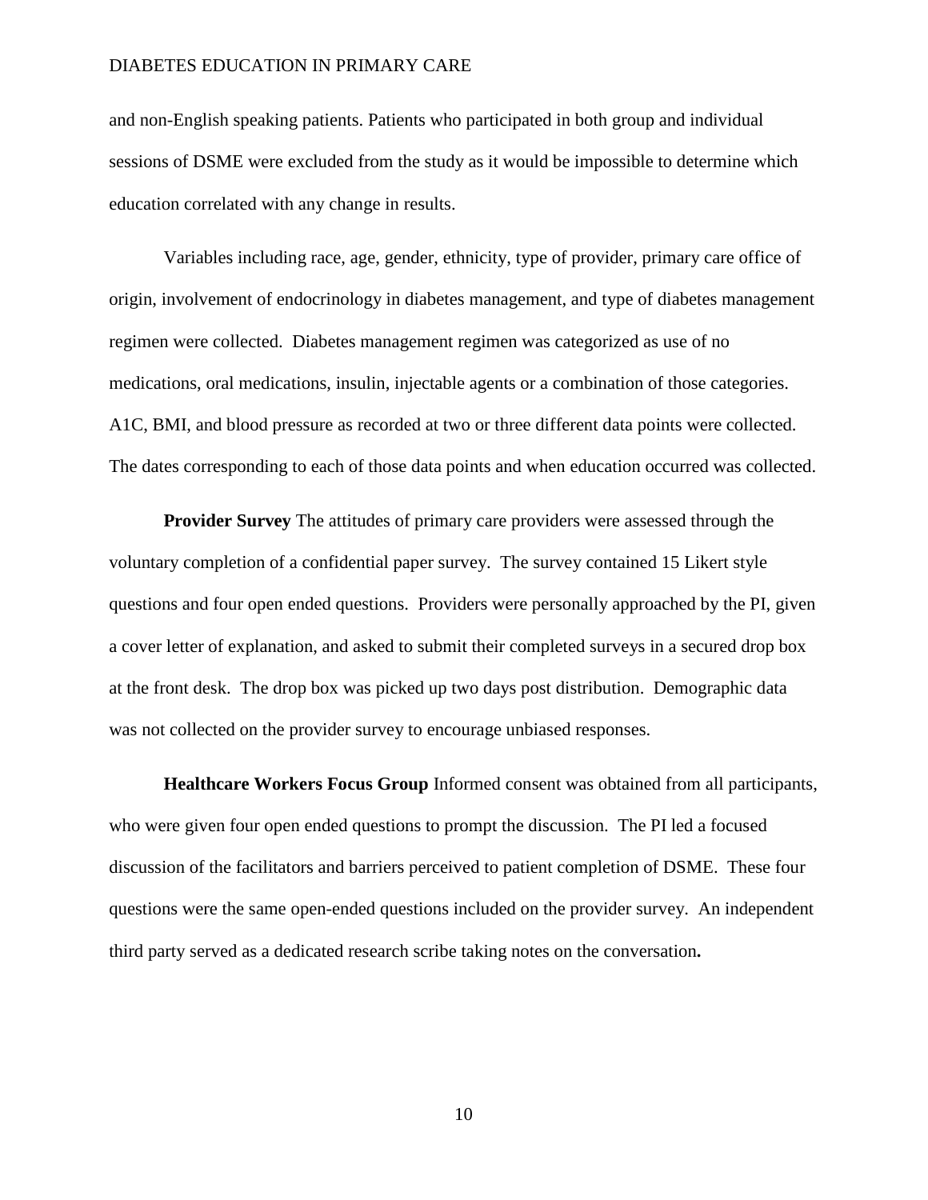and non-English speaking patients. Patients who participated in both group and individual sessions of DSME were excluded from the study as it would be impossible to determine which education correlated with any change in results.

Variables including race, age, gender, ethnicity, type of provider, primary care office of origin, involvement of endocrinology in diabetes management, and type of diabetes management regimen were collected. Diabetes management regimen was categorized as use of no medications, oral medications, insulin, injectable agents or a combination of those categories. A1C, BMI, and blood pressure as recorded at two or three different data points were collected. The dates corresponding to each of those data points and when education occurred was collected.

**Provider Survey** The attitudes of primary care providers were assessed through the voluntary completion of a confidential paper survey. The survey contained 15 Likert style questions and four open ended questions. Providers were personally approached by the PI, given a cover letter of explanation, and asked to submit their completed surveys in a secured drop box at the front desk. The drop box was picked up two days post distribution. Demographic data was not collected on the provider survey to encourage unbiased responses.

**Healthcare Workers Focus Group** Informed consent was obtained from all participants, who were given four open ended questions to prompt the discussion. The PI led a focused discussion of the facilitators and barriers perceived to patient completion of DSME. These four questions were the same open-ended questions included on the provider survey. An independent third party served as a dedicated research scribe taking notes on the conversation.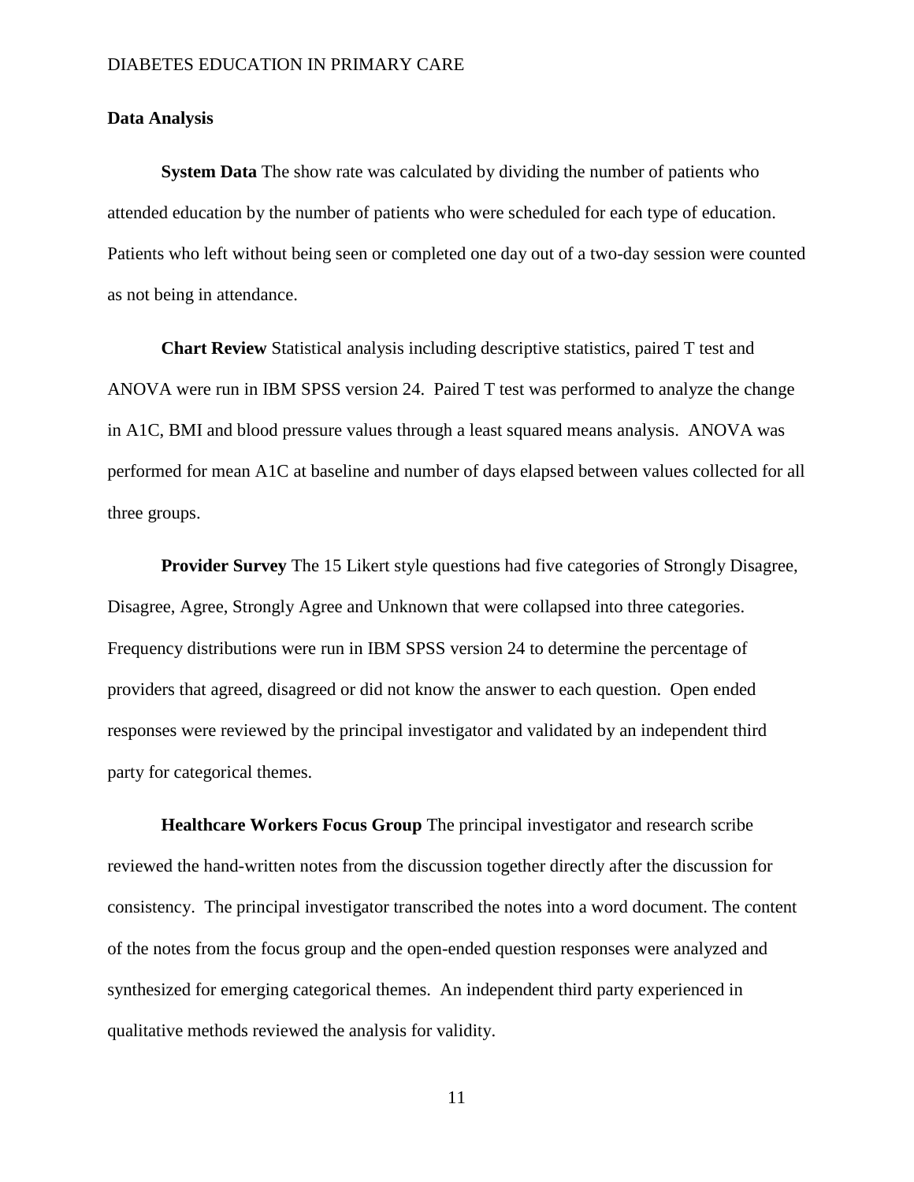## Data Analysis

**System Data** The show rate was calculated by dividing the number of patients who attended education by the number of patients who were scheduled for each type of education. Patients who left without being seen or completed one day out of a two-day session were counted as not being in attendance.

**Chart Review** Statistical analysis including descriptive statistics, paired T test and ANOVA were run in IBM SPSS version 24. Paired T test was performed to analyze the change in A1C, BMI and blood pressure values through a least squared means analysis. ANOVA was performed for mean A1C at baseline and number of days elapsed between values collected for all three groups.

**Provider Survey** The 15 Likert style questions had five categories of Strongly Disagree, Disagree, Agree, Strongly Agree and Unknown that were collapsed into three categories. Frequency distributions were run in IBM SPSS version 24 to determine the percentage of providers that agreed, disagreed or did not know the answer to each question. Open ended responses were reviewed by the principal investigator and validated by an independent third party for categorical themes.

**Healthcare Workers Focus Group** The principal investigator and research scribe reviewed the hand-written notes from the discussion together directly after the discussion for consistency. The principal investigator transcribed the notes into a word document. The content of the notes from the focus group and the open-ended question responses were analyzed and synthesized for emerging categorical themes. An independent third party experienced in qualitative methods reviewed the analysis for validity.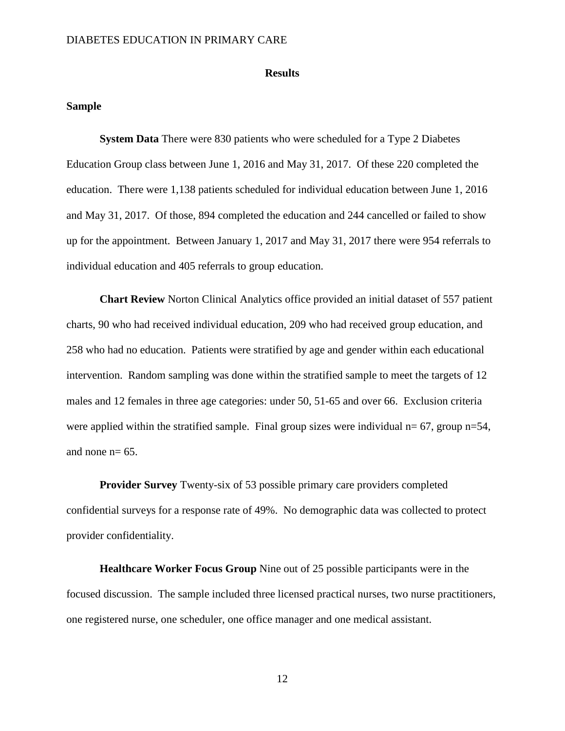## Results

### Sample

**System Data** There were 830 patients who were scheduled for a Type 2 Diabetes Education Group class between June 1, 2016 and May 31, 2017. Of these 220 completed the education. There were 1,138 patients scheduled for individual education between June 1, 2016 and May 31, 2017. Of those, 894 completed the education and 244 cancelled or failed to show up for the appointment. Between January 1, 2017 and May 31, 2017 there were 954 referrals to individual education and 405 referrals to group education.

**Chart Review** Norton Clinical Analytics office provided an initial dataset of 557 patient charts, 90 who had received individual education, 209 who had received group education, and 258 who had no education. Patients were stratified by age and gender within each educational intervention. Random sampling was done within the stratified sample to meet the targets of 12 males and 12 females in three age categories: under 50, 51-65 and over 66. Exclusion criteria were applied within the stratified sample. Final group sizes were individual n= 67, group n=54, and none n= 65.

**Provider Survey** Twenty-six of 53 possible primary care providers completed confidential surveys for a response rate of 49%. No demographic data was collected to protect provider confidentiality.

**Healthcare Worker Focus Group** Nine out of 25 possible participants were in the focused discussion. The sample included three licensed practical nurses, two nurse practitioners, one registered nurse, one scheduler, one office manager and one medical assistant.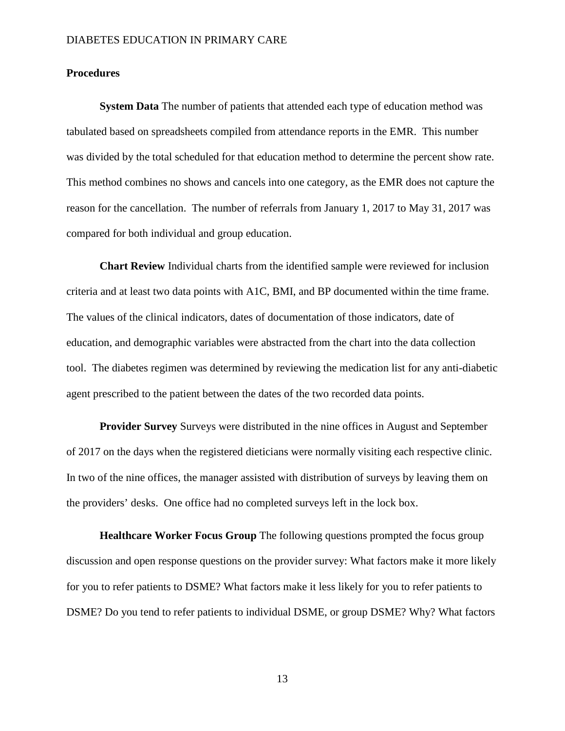## Procedures

**System Data** The number of patients that attended each type of education method was tabulated based on spreadsheets compiled from attendance reports in the EMR. This number was divided by the total scheduled for that education method to determine the percent show rate. This method combines no shows and cancels into one category, as the EMR does not capture the reason for the cancellation. The number of referrals from January 1, 2017 to May 31, 2017 was compared for both individual and group education.

**Chart Review** Individual charts from the identified sample were reviewed for inclusion criteria and at least two data points with A1C, BMI, and BP documented within the time frame. The values of the clinical indicators, dates of documentation of those indicators, date of education, and demographic variables were abstracted from the chart into the data collection tool. The diabetes regimen was determined by reviewing the medication list for any anti-diabetic agent prescribed to the patient between the dates of the two recorded data points.

**Provider Survey** Surveys were distributed in the nine offices in August and September of 2017 on the days when the registered dieticians were normally visiting each respective clinic. In two of the nine offices, the manager assisted with distribution of surveys by leaving them on the providers' desks. One office had no completed surveys left in the lock box.

**Healthcare Worker Focus Group** The following questions prompted the focus group discussion and open response questions on the provider survey: What factors make it more likely for you to refer patients to DSME? What factors make it less likely for you to refer patients to DSME? Do you tend to refer patients to individual DSME, or group DSME? Why? What factors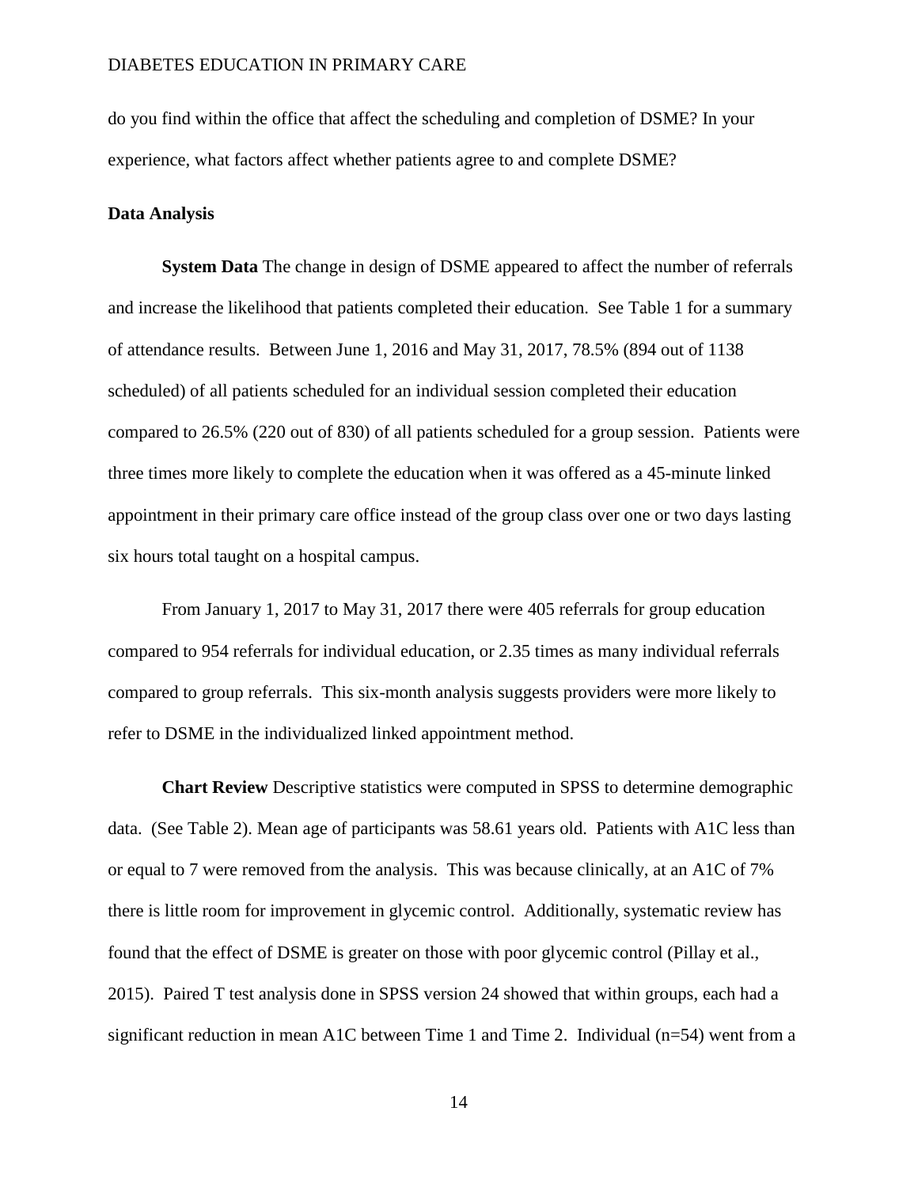do you find within the office that affect the scheduling and completion of DSME? In your experience, what factors affect whether patients agree to and complete DSME?

**Data Analysis**

**System Data** The change in design of DSME appeared to affect the number of referrals and increase the likelihood that patients completed their education. See Table 1 for a summary of attendance results. Between June 1, 2016 and May 31, 2017, 78.5% (894 out of 1138 scheduled) of all patients scheduled for an individual session completed their education compared to 26.5% (220 out of 830) of all patients scheduled for a group session. Patients were three times more likely to complete the education when it was offered as a 45-minute linked appointment in their primary care office instead of the group class over one or two days lasting six hours total taught on a hospital campus.

From January 1, 2017 to May 31, 2017 there were 405 referrals for group education compared to 954 referrals for individual education, or 2.35 times as many individual referrals compared to group referrals. This six-month analysis suggests providers were more likely to refer to DSME in the individualized linked appointment method.

**Chart Review** Descriptive statistics were computed in SPSS to determine demographic data. (See Table 2). Mean age of participants was 58.61 years old. Patients with A1C less than or equal to 7 were removed from the analysis. This was because clinically, at an A1C of 7% there is little room for improvement in glycemic control. Additionally, systematic review has found that the effect of DSME is greater on those with poor glycemic control (Pillay et al., 2015). Paired T test analysis done in SPSS version 24 showed that within groups, each had a significant reduction in mean A1C between Time 1 and Time 2. Individual (n=54) went from a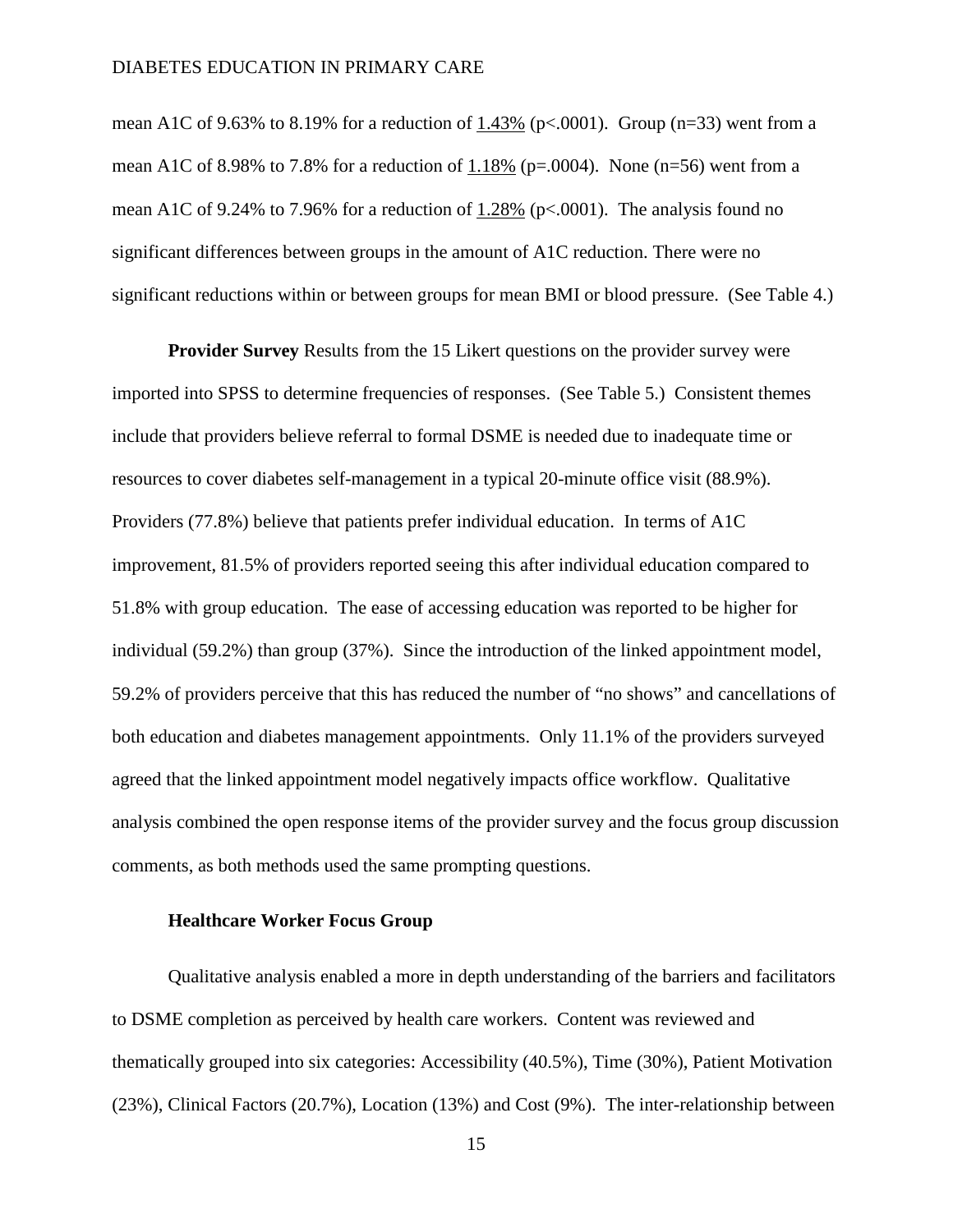mean A1C of 9.63% to 8.19% for a reduction of <u>1.43%</u> ($p<.0001$). Group ($n=33$) went from a mean A1C of 8.98% to 7.8% for a reduction of <u>1.18%</u> ($p=.0004$). None ($n=56$) went from a mean A1C of 9.24% to 7.96% for a reduction of <u>1.28%</u> ($p<.0001$). The analysis found no significant differences between groups in the amount of A1C reduction. There were no significant reductions within or between groups for mean BMI or blood pressure. (See Table 4.)

**Provider Survey** Results from the 15 Likert questions on the provider survey were imported into SPSS to determine frequencies of responses. (See Table 5.) Consistent themes include that providers believe referral to formal DSME is needed due to inadequate time or resources to cover diabetes self-management in a typical 20-minute office visit (88.9%). Providers (77.8%) believe that patients prefer individual education. In terms of A1C improvement, 81.5% of providers reported seeing this after individual education compared to 51.8% with group education. The ease of accessing education was reported to be higher for individual (59.2%) than group (37%). Since the introduction of the linked appointment model, 59.2% of providers perceive that this has reduced the number of "no shows" and cancellations of both education and diabetes management appointments. Only 11.1% of the providers surveyed agreed that the linked appointment model negatively impacts office workflow. Qualitative analysis combined the open response items of the provider survey and the focus group discussion comments, as both methods used the same prompting questions.

### Healthcare Worker Focus Group

Qualitative analysis enabled a more in depth understanding of the barriers and facilitators to DSME completion as perceived by health care workers. Content was reviewed and thematically grouped into six categories: Accessibility (40.5%), Time (30%), Patient Motivation (23%), Clinical Factors (20.7%), Location (13%) and Cost (9%). The inter-relationship between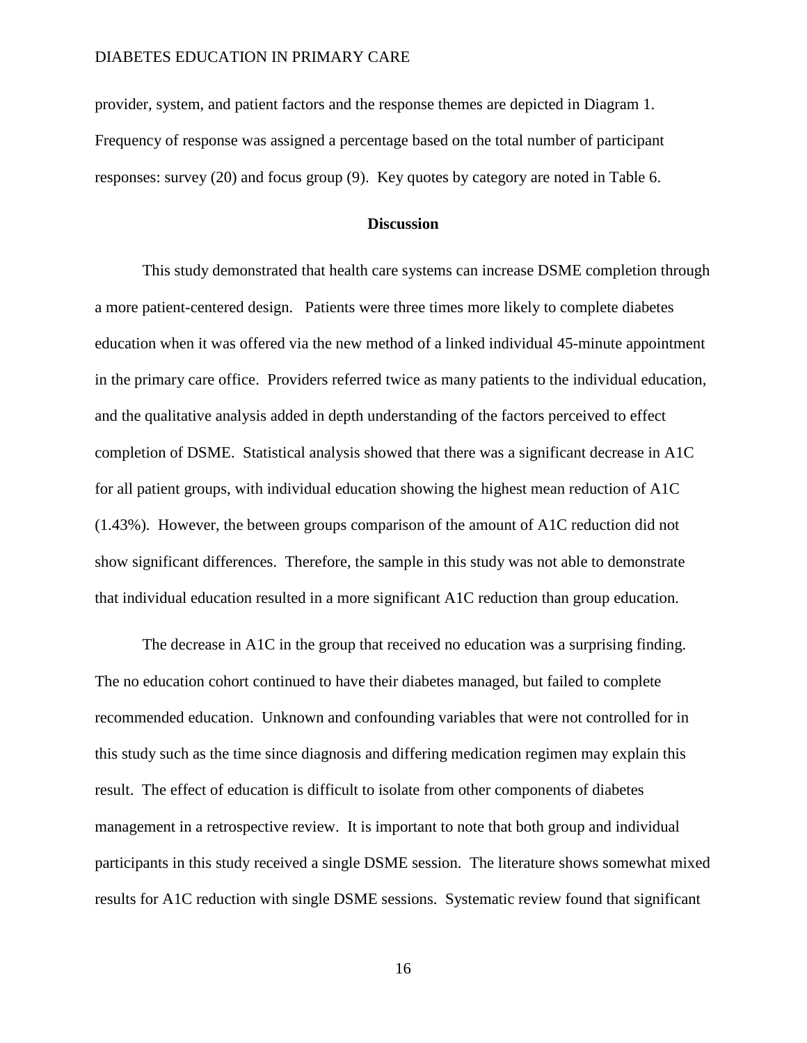provider, system, and patient factors and the response themes are depicted in Diagram 1. Frequency of response was assigned a percentage based on the total number of participant responses: survey (20) and focus group (9). Key quotes by category are noted in Table 6.

## Discussion

This study demonstrated that health care systems can increase DSME completion through a more patient-centered design. Patients were three times more likely to complete diabetes education when it was offered via the new method of a linked individual 45-minute appointment in the primary care office. Providers referred twice as many patients to the individual education, and the qualitative analysis added in depth understanding of the factors perceived to effect completion of DSME. Statistical analysis showed that there was a significant decrease in A1C for all patient groups, with individual education showing the highest mean reduction of A1C (1.43%). However, the between groups comparison of the amount of A1C reduction did not show significant differences. Therefore, the sample in this study was not able to demonstrate that individual education resulted in a more significant A1C reduction than group education.

The decrease in A1C in the group that received no education was a surprising finding. The no education cohort continued to have their diabetes managed, but failed to complete recommended education. Unknown and confounding variables that were not controlled for in this study such as the time since diagnosis and differing medication regimen may explain this result. The effect of education is difficult to isolate from other components of diabetes management in a retrospective review. It is important to note that both group and individual participants in this study received a single DSME session. The literature shows somewhat mixed results for A1C reduction with single DSME sessions. Systematic review found that significant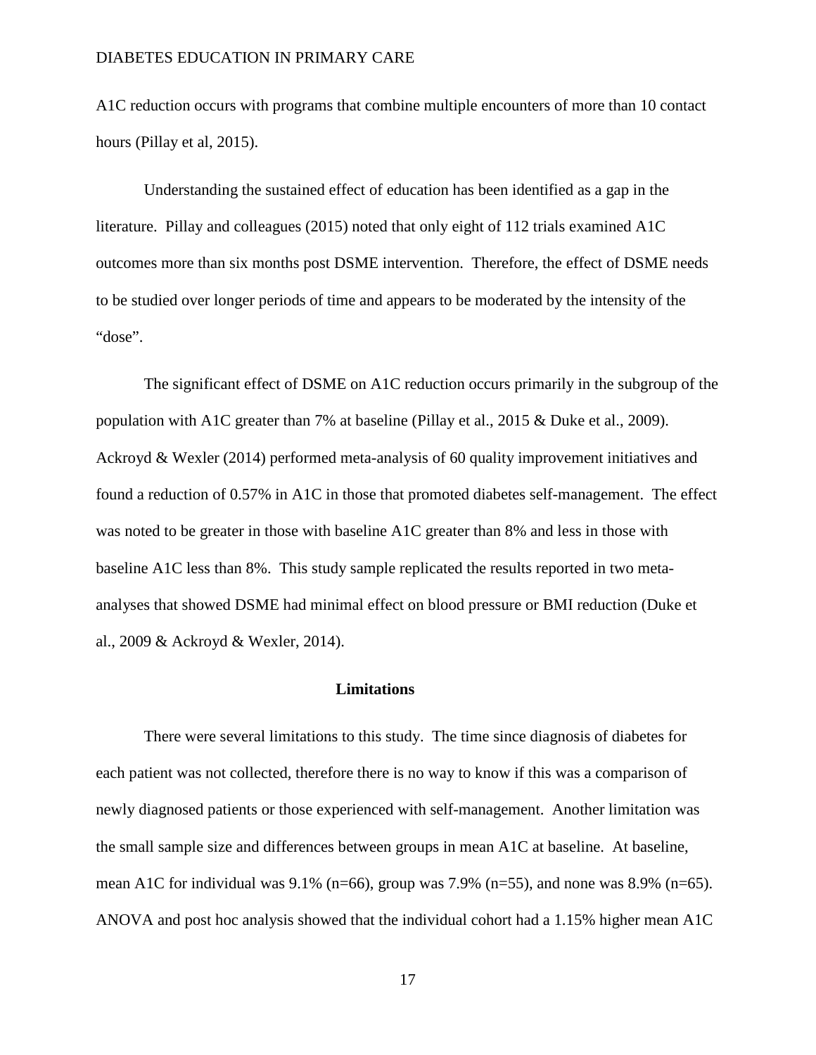A1C reduction occurs with programs that combine multiple encounters of more than 10 contact hours (Pillay et al, 2015).

Understanding the sustained effect of education has been identified as a gap in the literature. Pillay and colleagues (2015) noted that only eight of 112 trials examined A1C outcomes more than six months post DSME intervention. Therefore, the effect of DSME needs to be studied over longer periods of time and appears to be moderated by the intensity of the "dose".

The significant effect of DSME on A1C reduction occurs primarily in the subgroup of the population with A1C greater than 7% at baseline (Pillay et al., 2015 & Duke et al., 2009). Ackroyd & Wexler (2014) performed meta-analysis of 60 quality improvement initiatives and found a reduction of 0.57% in A1C in those that promoted diabetes self-management. The effect was noted to be greater in those with baseline A1C greater than 8% and less in those with baseline A1C less than 8%. This study sample replicated the results reported in two meta-analyses that showed DSME had minimal effect on blood pressure or BMI reduction (Duke et al., 2009 & Ackroyd & Wexler, 2014).

## Limitations

There were several limitations to this study. The time since diagnosis of diabetes for each patient was not collected, therefore there is no way to know if this was a comparison of newly diagnosed patients or those experienced with self-management. Another limitation was the small sample size and differences between groups in mean A1C at baseline. At baseline, mean A1C for individual was 9.1% (n=66), group was 7.9% (n=55), and none was 8.9% (n=65). ANOVA and post hoc analysis showed that the individual cohort had a 1.15% higher mean A1C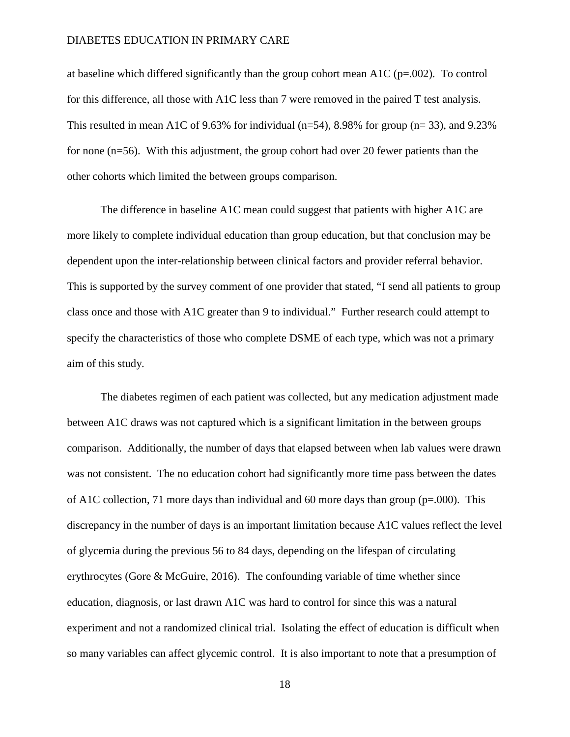at baseline which differed significantly than the group cohort mean A1C ($p=.002$). To control for this difference, all those with A1C less than 7 were removed in the paired T test analysis. This resulted in mean A1C of 9.63% for individual ($n=54$), 8.98% for group ($n= 33$), and 9.23% for none ($n=56$). With this adjustment, the group cohort had over 20 fewer patients than the other cohorts which limited the between groups comparison.

The difference in baseline A1C mean could suggest that patients with higher A1C are more likely to complete individual education than group education, but that conclusion may be dependent upon the inter-relationship between clinical factors and provider referral behavior. This is supported by the survey comment of one provider that stated, "I send all patients to group class once and those with A1C greater than 9 to individual." Further research could attempt to specify the characteristics of those who complete DSME of each type, which was not a primary aim of this study.

The diabetes regimen of each patient was collected, but any medication adjustment made between A1C draws was not captured which is a significant limitation in the between groups comparison. Additionally, the number of days that elapsed between when lab values were drawn was not consistent. The no education cohort had significantly more time pass between the dates of A1C collection, 71 more days than individual and 60 more days than group ($p=.000$). This discrepancy in the number of days is an important limitation because A1C values reflect the level of glycemia during the previous 56 to 84 days, depending on the lifespan of circulating erythrocytes (Gore & McGuire, 2016). The confounding variable of time whether since education, diagnosis, or last drawn A1C was hard to control for since this was a natural experiment and not a randomized clinical trial. Isolating the effect of education is difficult when so many variables can affect glycemic control. It is also important to note that a presumption of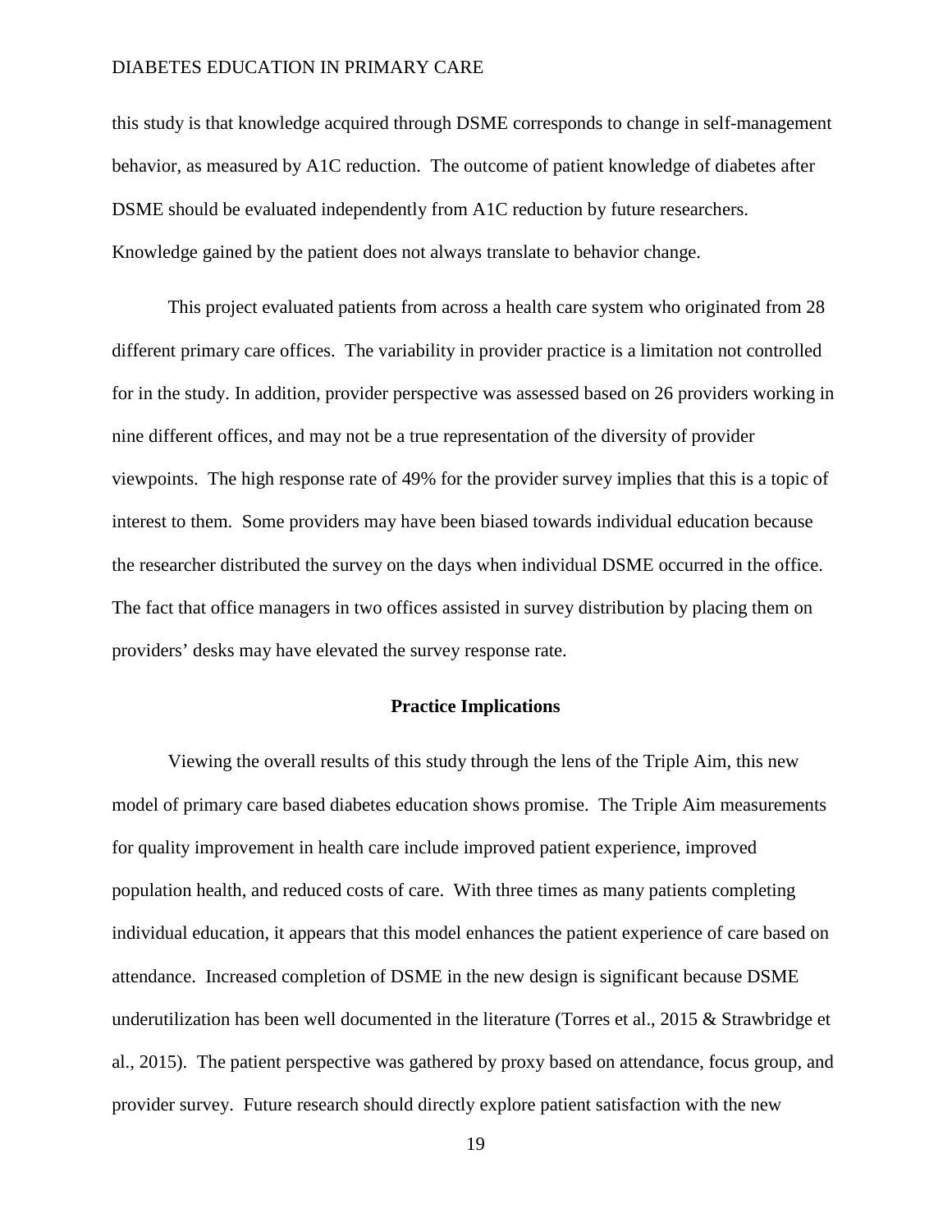this study is that knowledge acquired through DSME corresponds to change in self-management behavior, as measured by A1C reduction. The outcome of patient knowledge of diabetes after DSME should be evaluated independently from A1C reduction by future researchers. Knowledge gained by the patient does not always translate to behavior change.

This project evaluated patients from across a health care system who originated from 28 different primary care offices. The variability in provider practice is a limitation not controlled for in the study. In addition, provider perspective was assessed based on 26 providers working in nine different offices, and may not be a true representation of the diversity of provider viewpoints. The high response rate of 49% for the provider survey implies that this is a topic of interest to them. Some providers may have been biased towards individual education because the researcher distributed the survey on the days when individual DSME occurred in the office. The fact that office managers in two offices assisted in survey distribution by placing them on providers' desks may have elevated the survey response rate.

## Practice Implications

Viewing the overall results of this study through the lens of the Triple Aim, this new model of primary care based diabetes education shows promise. The Triple Aim measurements for quality improvement in health care include improved patient experience, improved population health, and reduced costs of care. With three times as many patients completing individual education, it appears that this model enhances the patient experience of care based on attendance. Increased completion of DSME in the new design is significant because DSME underutilization has been well documented in the literature (Torres et al., 2015 & Strawbridge et al., 2015). The patient perspective was gathered by proxy based on attendance, focus group, and provider survey. Future research should directly explore patient satisfaction with the new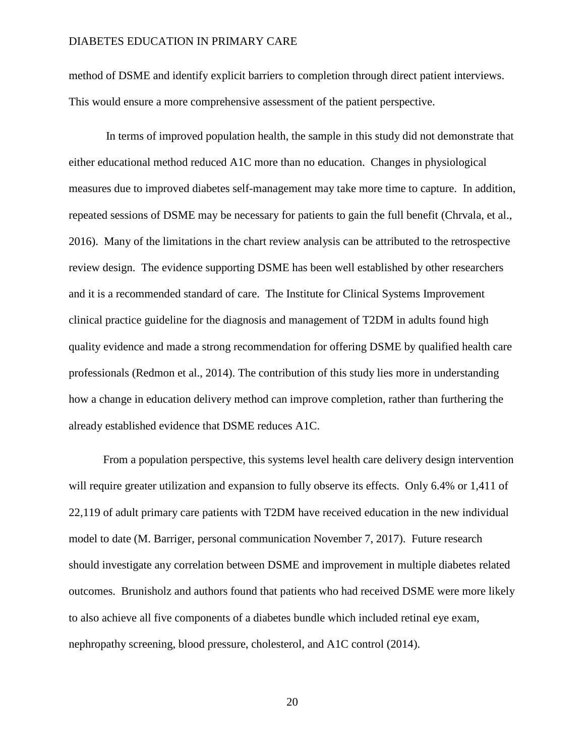method of DSME and identify explicit barriers to completion through direct patient interviews. This would ensure a more comprehensive assessment of the patient perspective.

In terms of improved population health, the sample in this study did not demonstrate that either educational method reduced A1C more than no education. Changes in physiological measures due to improved diabetes self-management may take more time to capture. In addition, repeated sessions of DSME may be necessary for patients to gain the full benefit (Chrvala, et al., 2016). Many of the limitations in the chart review analysis can be attributed to the retrospective review design. The evidence supporting DSME has been well established by other researchers and it is a recommended standard of care. The Institute for Clinical Systems Improvement clinical practice guideline for the diagnosis and management of T2DM in adults found high quality evidence and made a strong recommendation for offering DSME by qualified health care professionals (Redmon et al., 2014). The contribution of this study lies more in understanding how a change in education delivery method can improve completion, rather than furthering the already established evidence that DSME reduces A1C.

From a population perspective, this systems level health care delivery design intervention will require greater utilization and expansion to fully observe its effects. Only 6.4% or 1,411 of 22,119 of adult primary care patients with T2DM have received education in the new individual model to date (M. Barriger, personal communication November 7, 2017). Future research should investigate any correlation between DSME and improvement in multiple diabetes related outcomes. Brunisholz and authors found that patients who had received DSME were more likely to also achieve all five components of a diabetes bundle which included retinal eye exam, nephropathy screening, blood pressure, cholesterol, and A1C control (2014).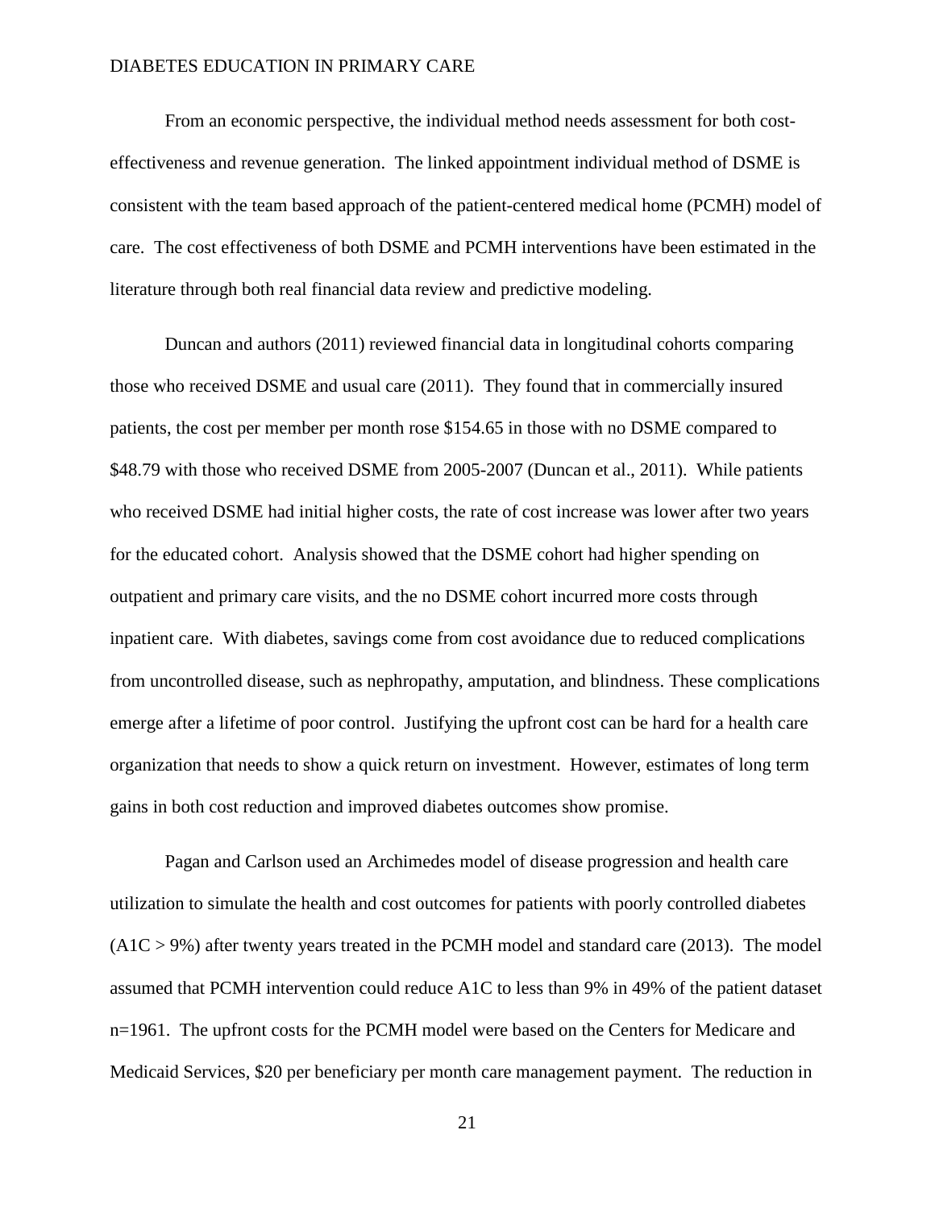From an economic perspective, the individual method needs assessment for both cost-effectiveness and revenue generation. The linked appointment individual method of DSME is consistent with the team based approach of the patient-centered medical home (PCMH) model of care. The cost effectiveness of both DSME and PCMH interventions have been estimated in the literature through both real financial data review and predictive modeling.

Duncan and authors (2011) reviewed financial data in longitudinal cohorts comparing those who received DSME and usual care (2011). They found that in commercially insured patients, the cost per member per month rose $154.65 in those with no DSME compared to $48.79 with those who received DSME from 2005-2007 (Duncan et al., 2011). While patients who received DSME had initial higher costs, the rate of cost increase was lower after two years for the educated cohort. Analysis showed that the DSME cohort had higher spending on outpatient and primary care visits, and the no DSME cohort incurred more costs through inpatient care. With diabetes, savings come from cost avoidance due to reduced complications from uncontrolled disease, such as nephropathy, amputation, and blindness. These complications emerge after a lifetime of poor control. Justifying the upfront cost can be hard for a health care organization that needs to show a quick return on investment. However, estimates of long term gains in both cost reduction and improved diabetes outcomes show promise.

Pagan and Carlson used an Archimedes model of disease progression and health care utilization to simulate the health and cost outcomes for patients with poorly controlled diabetes (A1C > 9%) after twenty years treated in the PCMH model and standard care (2013). The model assumed that PCMH intervention could reduce A1C to less than 9% in 49% of the patient dataset n=1961. The upfront costs for the PCMH model were based on the Centers for Medicare and Medicaid Services, $20 per beneficiary per month care management payment. The reduction in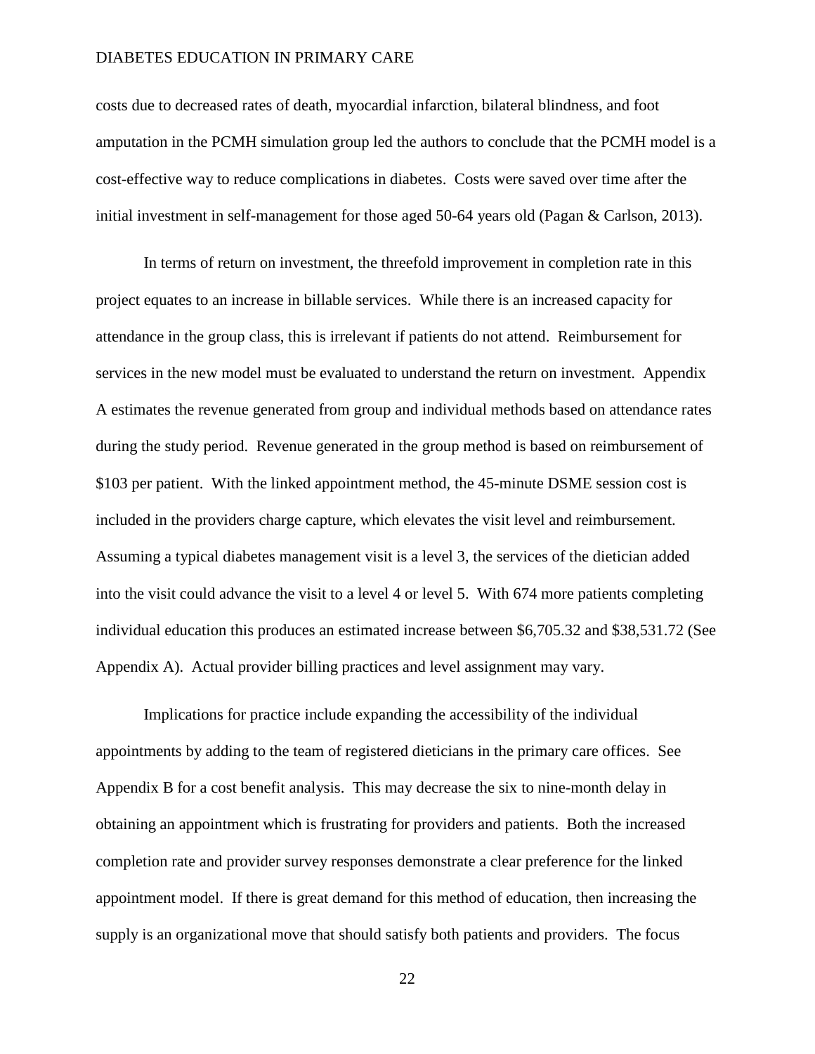costs due to decreased rates of death, myocardial infarction, bilateral blindness, and foot amputation in the PCMH simulation group led the authors to conclude that the PCMH model is a cost-effective way to reduce complications in diabetes. Costs were saved over time after the initial investment in self-management for those aged 50-64 years old (Pagan & Carlson, 2013).

In terms of return on investment, the threefold improvement in completion rate in this project equates to an increase in billable services. While there is an increased capacity for attendance in the group class, this is irrelevant if patients do not attend. Reimbursement for services in the new model must be evaluated to understand the return on investment. Appendix A estimates the revenue generated from group and individual methods based on attendance rates during the study period. Revenue generated in the group method is based on reimbursement of $103 per patient. With the linked appointment method, the 45-minute DSME session cost is included in the providers charge capture, which elevates the visit level and reimbursement. Assuming a typical diabetes management visit is a level 3, the services of the dietician added into the visit could advance the visit to a level 4 or level 5. With 674 more patients completing individual education this produces an estimated increase between $6,705.32 and $38,531.72 (See Appendix A). Actual provider billing practices and level assignment may vary.

Implications for practice include expanding the accessibility of the individual appointments by adding to the team of registered dieticians in the primary care offices. See Appendix B for a cost benefit analysis. This may decrease the six to nine-month delay in obtaining an appointment which is frustrating for providers and patients. Both the increased completion rate and provider survey responses demonstrate a clear preference for the linked appointment model. If there is great demand for this method of education, then increasing the supply is an organizational move that should satisfy both patients and providers. The focus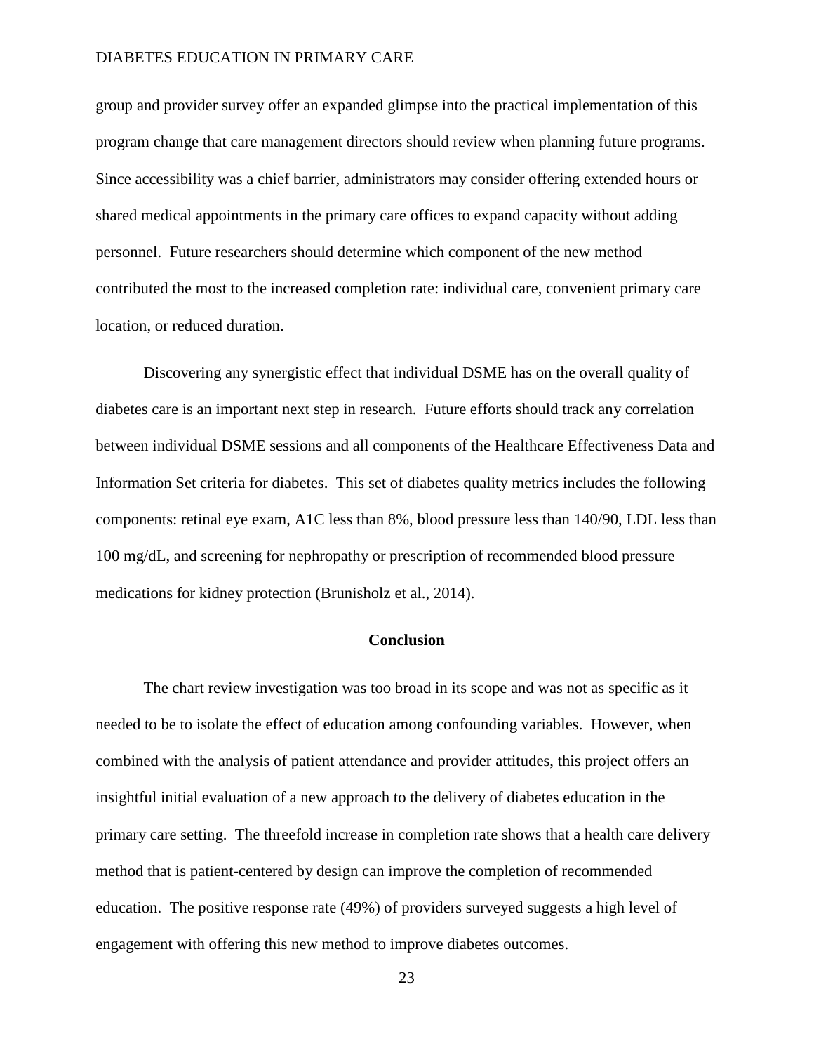group and provider survey offer an expanded glimpse into the practical implementation of this program change that care management directors should review when planning future programs. Since accessibility was a chief barrier, administrators may consider offering extended hours or shared medical appointments in the primary care offices to expand capacity without adding personnel. Future researchers should determine which component of the new method contributed the most to the increased completion rate: individual care, convenient primary care location, or reduced duration.

Discovering any synergistic effect that individual DSME has on the overall quality of diabetes care is an important next step in research. Future efforts should track any correlation between individual DSME sessions and all components of the Healthcare Effectiveness Data and Information Set criteria for diabetes. This set of diabetes quality metrics includes the following components: retinal eye exam, A1C less than 8%, blood pressure less than 140/90, LDL less than 100 mg/dL, and screening for nephropathy or prescription of recommended blood pressure medications for kidney protection (Brunisholz et al., 2014).

## Conclusion

The chart review investigation was too broad in its scope and was not as specific as it needed to be to isolate the effect of education among confounding variables. However, when combined with the analysis of patient attendance and provider attitudes, this project offers an insightful initial evaluation of a new approach to the delivery of diabetes education in the primary care setting. The threefold increase in completion rate shows that a health care delivery method that is patient-centered by design can improve the completion of recommended education. The positive response rate (49%) of providers surveyed suggests a high level of engagement with offering this new method to improve diabetes outcomes.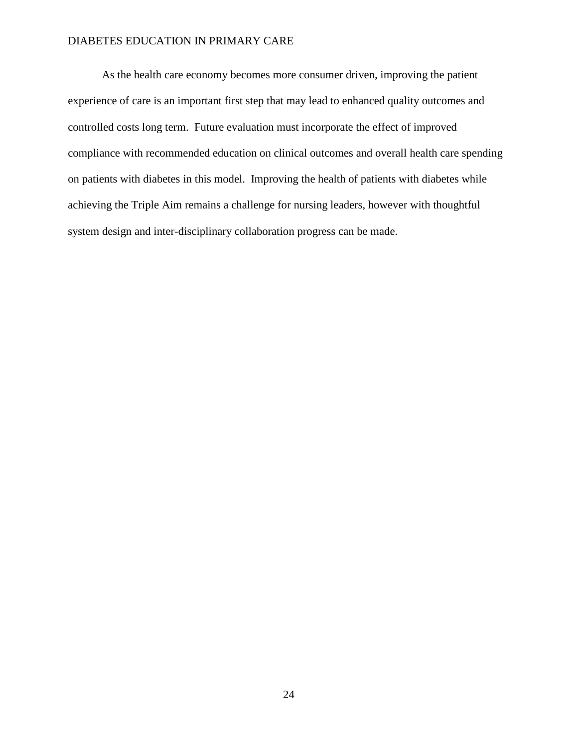As the health care economy becomes more consumer driven, improving the patient experience of care is an important first step that may lead to enhanced quality outcomes and controlled costs long term.  Future evaluation must incorporate the effect of improved compliance with recommended education on clinical outcomes and overall health care spending on patients with diabetes in this model.  Improving the health of patients with diabetes while achieving the Triple Aim remains a challenge for nursing leaders, however with thoughtful system design and inter-disciplinary collaboration progress can be made.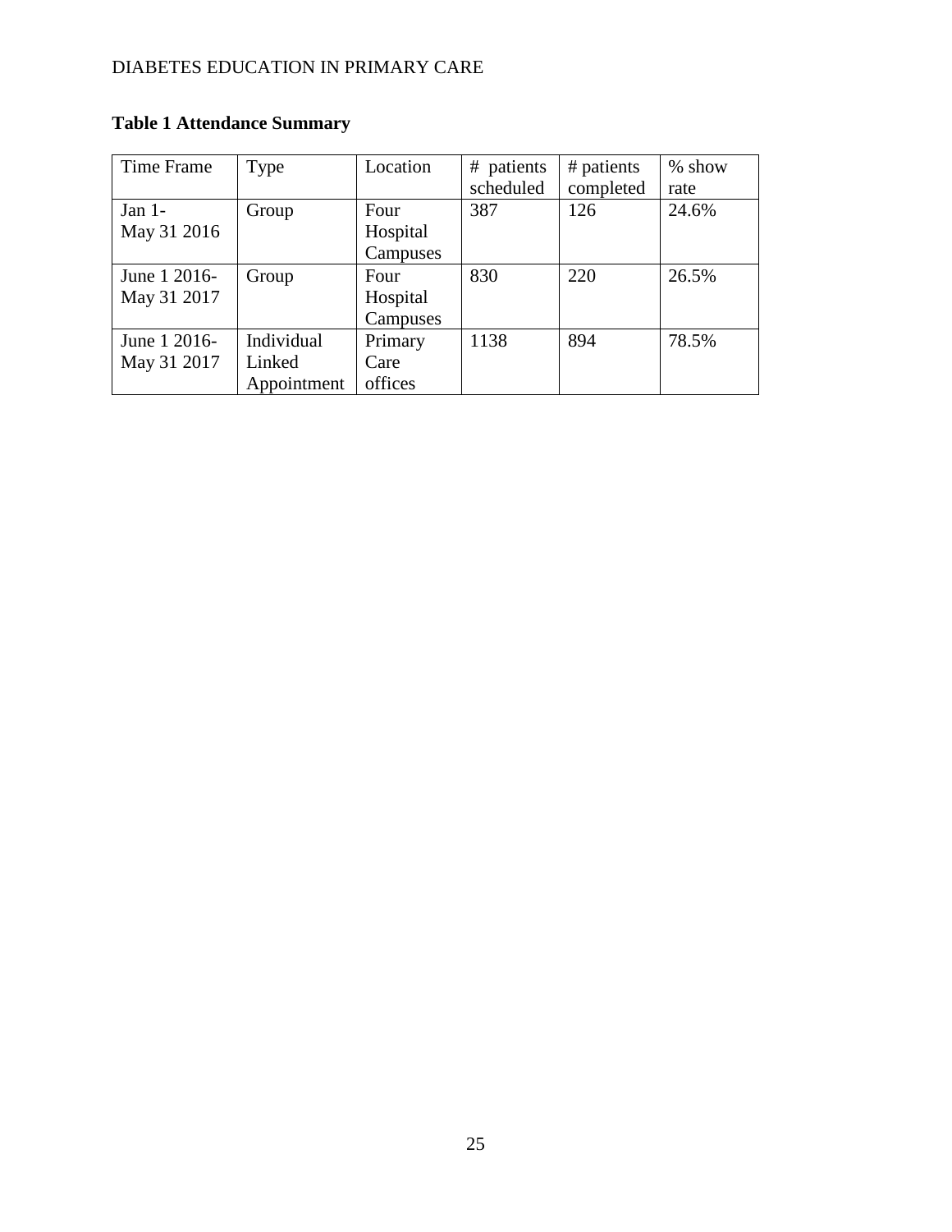**Table 1 Attendance Summary**

| Time Frame | Type | Location | # patients scheduled | # patients completed | % show rate |
|---|---|---|---|---|---|
| Jan 1- May 31 2016 | Group | Four Hospital Campuses | 387 | 126 | 24.6% |
| June 1 2016- May 31 2017 | Group | Four Hospital Campuses | 830 | 220 | 26.5% |
| June 1 2016- May 31 2017 | Individual Linked Appointment | Primary Care offices | 1138 | 894 | 78.5% |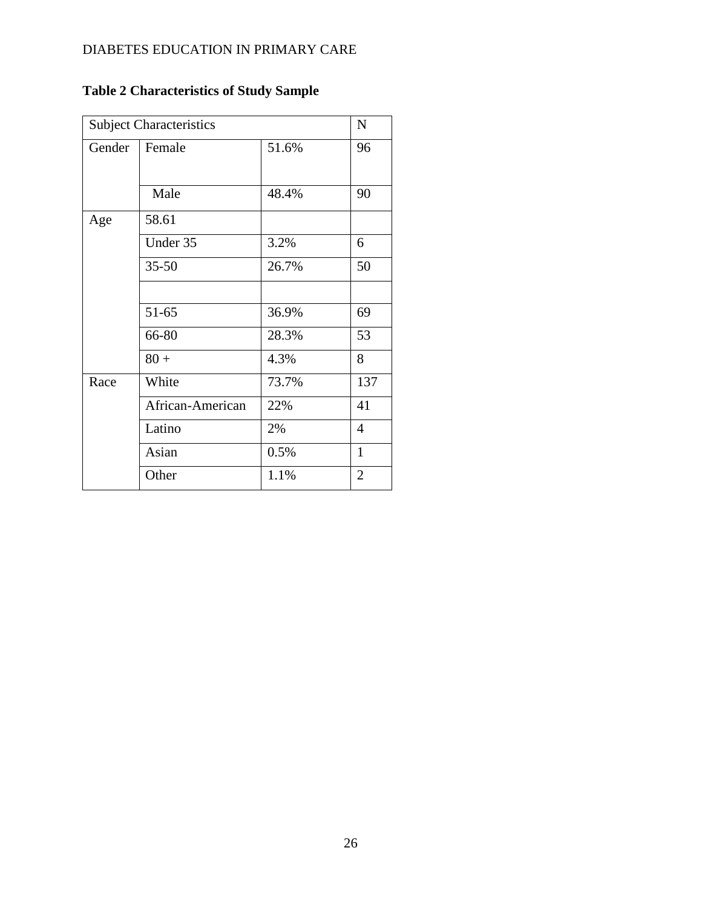**Table 2 Characteristics of Study Sample**

| Subject Characteristics | | | N |
|---|---|---|---|
| Gender | Female | 51.6% | 96 |
| | Male | 48.4% | 90 |
| Age | 58.61 | | |
| | Under 35 | 3.2% | 6 |
| | 35-50 | 26.7% | 50 |
| | | | |
| | 51-65 | 36.9% | 69 |
| | 66-80 | 28.3% | 53 |
| | 80 + | 4.3% | 8 |
| Race | White | 73.7% | 137 |
| | African-American | 22% | 41 |
| | Latino | 2% | 4 |
| | Asian | 0.5% | 1 |
| | Other | 1.1% | 2 |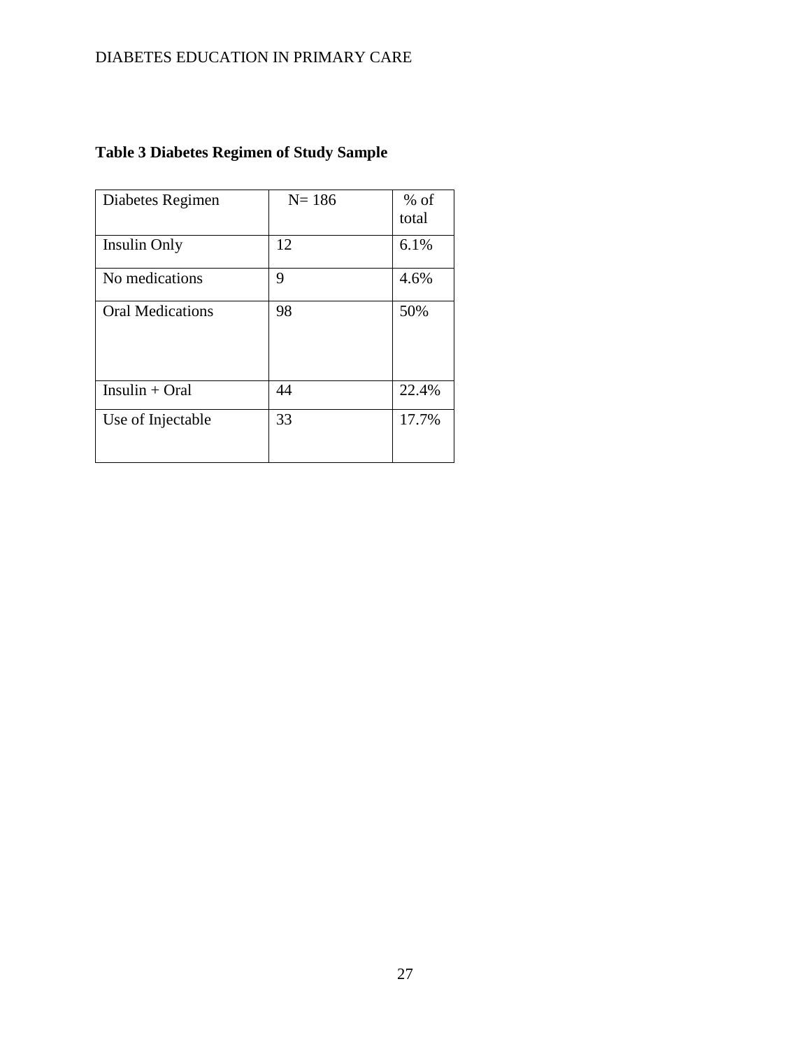**Table 3 Diabetes Regimen of Study Sample**

| Diabetes Regimen | N= 186 | % of total |
|---|---|---|
| Insulin Only | 12 | 6.1% |
| No medications | 9 | 4.6% |
| Oral Medications | 98 | 50% |
| Insulin + Oral | 44 | 22.4% |
| Use of Injectable | 33 | 17.7% |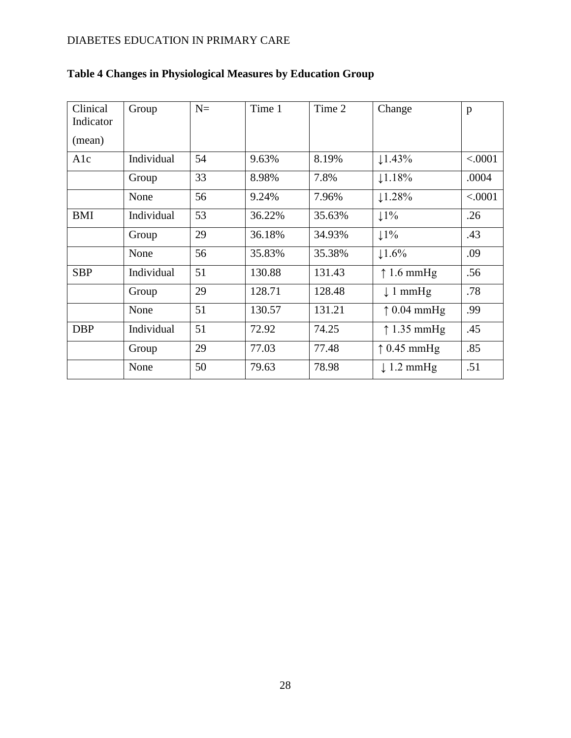**Table 4 Changes in Physiological Measures by Education Group**

| Clinical Indicator (mean) | Group | N= | Time 1 | Time 2 | Change | p |
|---|---|---|---|---|---|---|
| A1c | Individual | 54 | 9.63% | 8.19% | ↓1.43% | <.0001 |
| | Group | 33 | 8.98% | 7.8% | ↓1.18% | .0004 |
| | None | 56 | 9.24% | 7.96% | ↓1.28% | <.0001 |
| BMI | Individual | 53 | 36.22% | 35.63% | ↓1% | .26 |
| | Group | 29 | 36.18% | 34.93% | ↓1% | .43 |
| | None | 56 | 35.83% | 35.38% | ↓1.6% | .09 |
| SBP | Individual | 51 | 130.88 | 131.43 | ↑ 1.6 mmHg | .56 |
| | Group | 29 | 128.71 | 128.48 | ↓ 1 mmHg | .78 |
| | None | 51 | 130.57 | 131.21 | ↑ 0.04 mmHg | .99 |
| DBP | Individual | 51 | 72.92 | 74.25 | ↑ 1.35 mmHg | .45 |
| | Group | 29 | 77.03 | 77.48 | ↑ 0.45 mmHg | .85 |
| | None | 50 | 79.63 | 78.98 | ↓ 1.2 mmHg | .51 |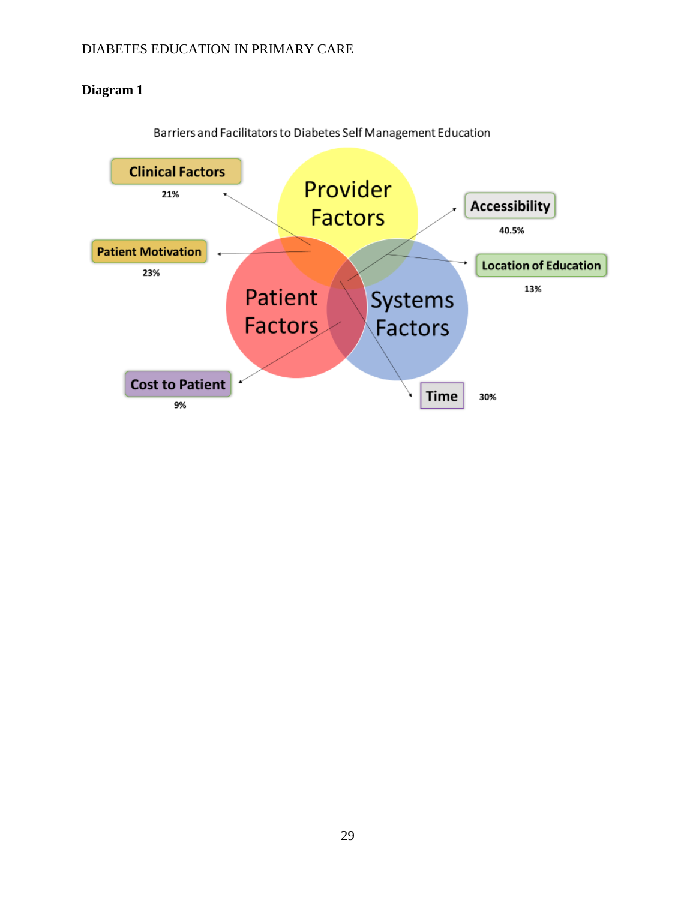**Diagram 1**

Barriers and Facilitators to Diabetes Self Management Education

Provider Factors

Patient Factors

Systems Factors

Clinical Factors 21%

Patient Motivation 23%

Cost to Patient 9%

Accessibility 40.5%

Location of Education 13%

Time 30%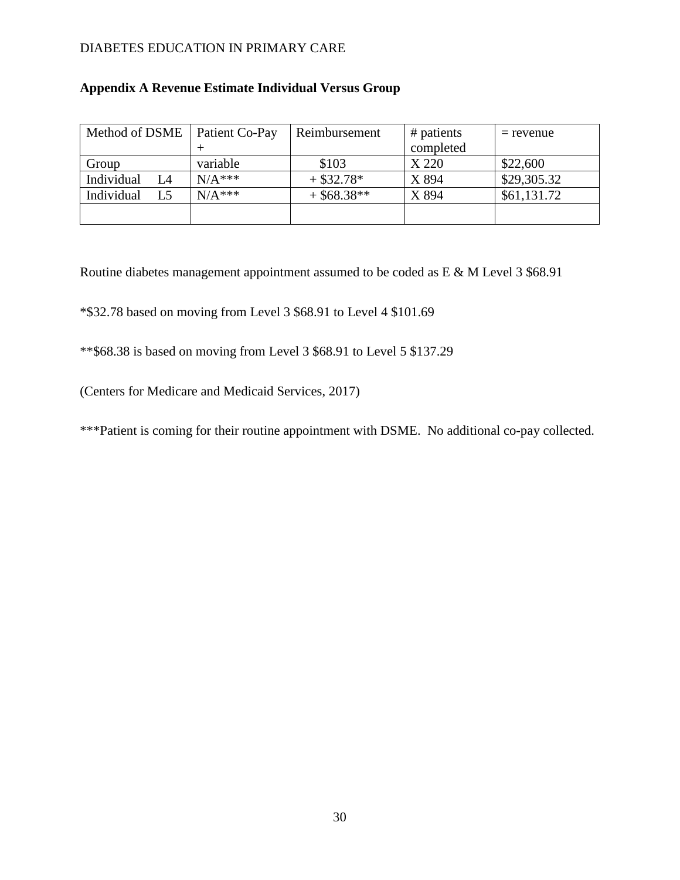## Appendix A Revenue Estimate Individual Versus Group

| Method of DSME | Patient Co-Pay + | Reimbursement | # patients completed | = revenue |
|---|---|---|---|---|
| Group | variable | $103 | X 220 | $22,600 |
| Individual L4 | N/A*** | + $32.78* | X 894 | $29,305.32 |
| Individual L5 | N/A*** | + $68.38** | X 894 | $61,131.72 |
| | | | | |

Routine diabetes management appointment assumed to be coded as E & M Level 3 $68.91

*$32.78 based on moving from Level 3 $68.91 to Level 4 $101.69

**$68.38 is based on moving from Level 3 $68.91 to Level 5 $137.29

(Centers for Medicare and Medicaid Services, 2017)

***Patient is coming for their routine appointment with DSME. No additional co-pay collected.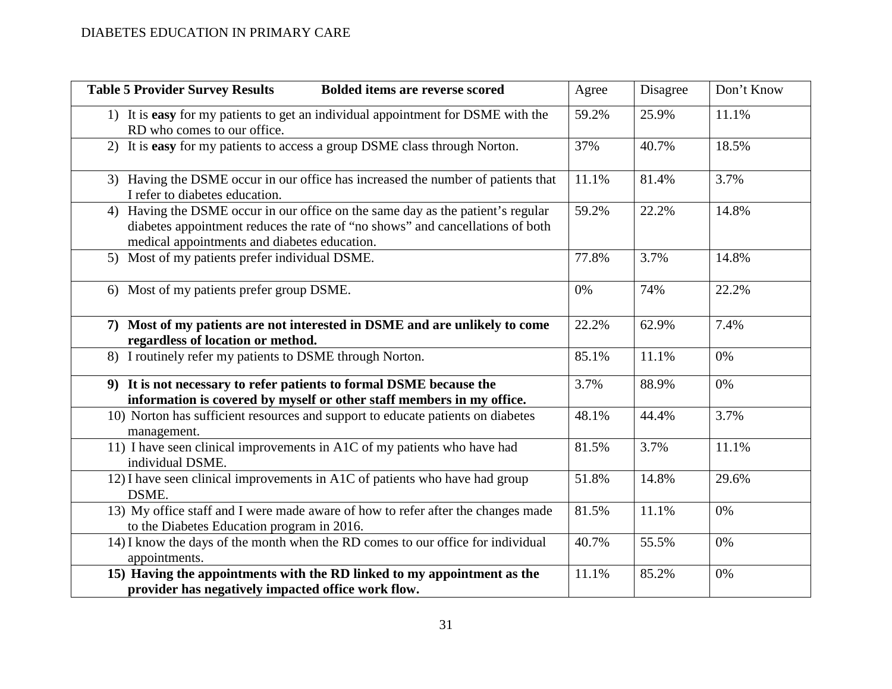| **Table 5 Provider Survey Results** **Bolded items are reverse scored** | Agree | Disagree | Don't Know |
|---|---|---|---|
| 1) It is **easy** for my patients to get an individual appointment for DSME with the RD who comes to our office. | 59.2% | 25.9% | 11.1% |
| 2) It is **easy** for my patients to access a group DSME class through Norton. | 37% | 40.7% | 18.5% |
| 3) Having the DSME occur in our office has increased the number of patients that I refer to diabetes education. | 11.1% | 81.4% | 3.7% |
| 4) Having the DSME occur in our office on the same day as the patient's regular diabetes appointment reduces the rate of "no shows" and cancellations of both medical appointments and diabetes education. | 59.2% | 22.2% | 14.8% |
| 5) Most of my patients prefer individual DSME. | 77.8% | 3.7% | 14.8% |
| 6) Most of my patients prefer group DSME. | 0% | 74% | 22.2% |
| **7) Most of my patients are not interested in DSME and are unlikely to come regardless of location or method.** | 22.2% | 62.9% | 7.4% |
| 8) I routinely refer my patients to DSME through Norton. | 85.1% | 11.1% | 0% |
| **9) It is not necessary to refer patients to formal DSME because the information is covered by myself or other staff members in my office.** | 3.7% | 88.9% | 0% |
| 10) Norton has sufficient resources and support to educate patients on diabetes management. | 48.1% | 44.4% | 3.7% |
| 11) I have seen clinical improvements in A1C of my patients who have had individual DSME. | 81.5% | 3.7% | 11.1% |
| 12) I have seen clinical improvements in A1C of patients who have had group DSME. | 51.8% | 14.8% | 29.6% |
| 13) My office staff and I were made aware of how to refer after the changes made to the Diabetes Education program in 2016. | 81.5% | 11.1% | 0% |
| 14) I know the days of the month when the RD comes to our office for individual appointments. | 40.7% | 55.5% | 0% |
| **15) Having the appointments with the RD linked to my appointment as the provider has negatively impacted office work flow.** | 11.1% | 85.2% | 0% |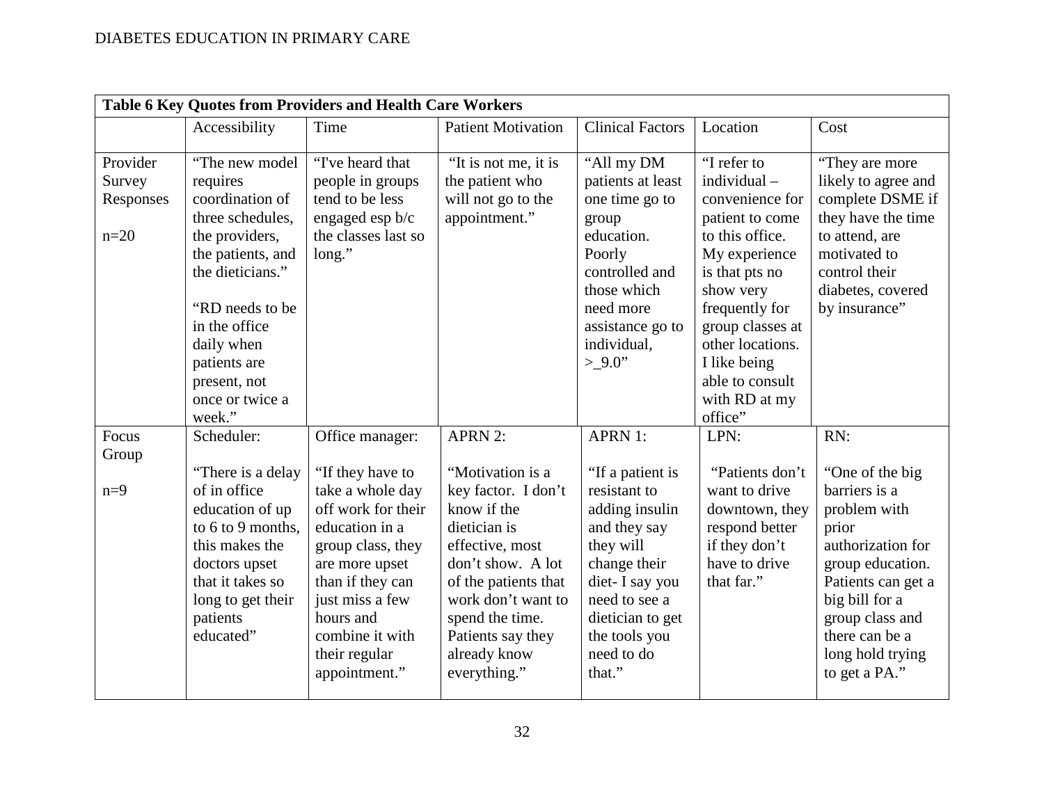**Table 6 Key Quotes from Providers and Health Care Workers**

| | Accessibility | Time | Patient Motivation | Clinical Factors | Location | Cost |
|---|---|---|---|---|---|---|
| Provider Survey Responses<br><br>n=20 | "The new model requires coordination of three schedules, the providers, the patients, and the dieticians."<br><br>"RD needs to be in the office daily when patients are present, not once or twice a week." | "I've heard that people in groups tend to be less engaged esp b/c the classes last so long." | "It is not me, it is the patient who will not go to the appointment." | "All my DM patients at least one time go to group education. Poorly controlled and those which need more assistance go to individual, >_9.0" | "I refer to individual – convenience for patient to come to this office. My experience is that pts no show very frequently for group classes at other locations. I like being able to consult with RD at my office" | "They are more likely to agree and complete DSME if they have the time to attend, are motivated to control their diabetes, covered by insurance" |
| Focus Group<br><br>n=9 | Scheduler:<br><br>"There is a delay of in office education of up to 6 to 9 months, this makes the doctors upset that it takes so long to get their patients educated" | Office manager:<br><br>"If they have to take a whole day off work for their education in a group class, they are more upset than if they can just miss a few hours and combine it with their regular appointment." | APRN 2:<br><br>"Motivation is a key factor. I don't know if the dietician is effective, most don't show. A lot of the patients that work don't want to spend the time. Patients say they already know everything." | APRN 1:<br><br>"If a patient is resistant to adding insulin and they say they will change their diet- I say you need to see a dietician to get the tools you need to do that." | LPN:<br><br>"Patients don't want to drive downtown, they respond better if they don't have to drive that far." | RN:<br><br>"One of the big barriers is a problem with prior authorization for group education. Patients can get a big bill for a group class and there can be a long hold trying to get a PA." |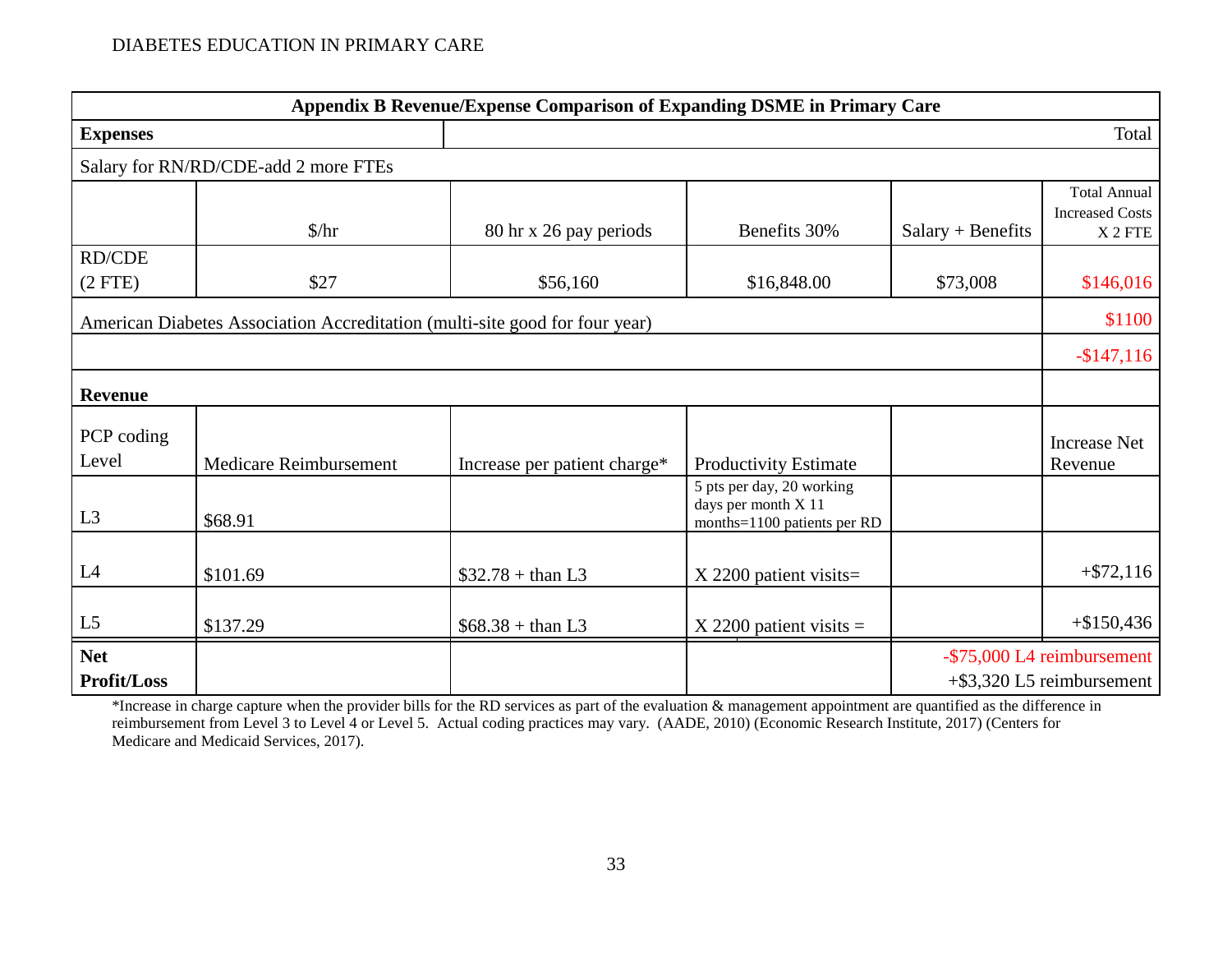| **Appendix B Revenue/Expense Comparison of Expanding DSME in Primary Care** | | | | | |
|---|---|---|---|---|---|
| **Expenses** | | | | | Total |
| Salary for RN/RD/CDE-add 2 more FTEs | | | | | |
| | $/hr | 80 hr x 26 pay periods | Benefits 30% | Salary + Benefits | Total Annual Increased Costs X 2 FTE |
| RD/CDE (2 FTE) | $27 | $56,160 | $16,848.00 | $73,008 | $146,016 |
| American Diabetes Association Accreditation (multi-site good for four year) | | | | | $1100 |
| | | | | | -$147,116 |
| **Revenue** | | | | | |
| PCP coding Level | Medicare Reimbursement | Increase per patient charge* | Productivity Estimate | | Increase Net Revenue |
| L3 | $68.91 | | 5 pts per day, 20 working days per month X 11 months=1100 patients per RD | | |
| L4 | $101.69 | $32.78 + than L3 | X 2200 patient visits= | | +$72,116 |
| L5 | $137.29 | $68.38 + than L3 | X 2200 patient visits = | | +$150,436 |
| **Net Profit/Loss** | | | | -$75,000 L4 reimbursement<br>+$3,320 L5 reimbursement | |

*Increase in charge capture when the provider bills for the RD services as part of the evaluation & management appointment are quantified as the difference in reimbursement from Level 3 to Level 4 or Level 5. Actual coding practices may vary. (AADE, 2010) (Economic Research Institute, 2017) (Centers for Medicare and Medicaid Services, 2017).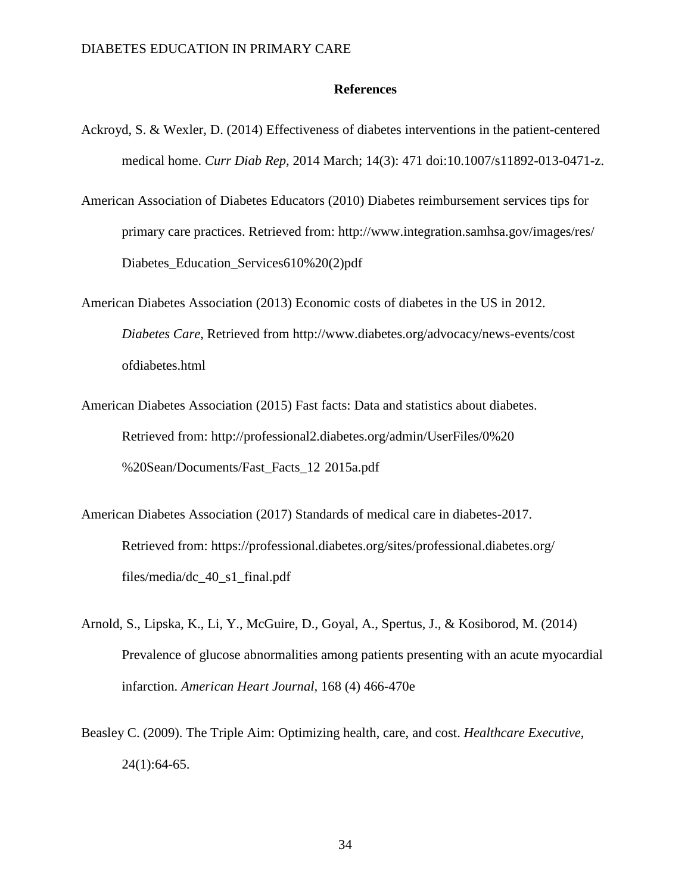## References

Ackroyd, S. & Wexler, D. (2014) Effectiveness of diabetes interventions in the patient-centered medical home. *Curr Diab Rep*, 2014 March; 14(3): 471 doi:10.1007/s11892-013-0471-z.

American Association of Diabetes Educators (2010) Diabetes reimbursement services tips for primary care practices. Retrieved from: http://www.integration.samhsa.gov/images/res/ Diabetes_Education_Services610%20(2)pdf

American Diabetes Association (2013) Economic costs of diabetes in the US in 2012. *Diabetes Care*, Retrieved from http://www.diabetes.org/advocacy/news-events/cost ofdiabetes.html

American Diabetes Association (2015) Fast facts: Data and statistics about diabetes. Retrieved from: http://professional2.diabetes.org/admin/UserFiles/0%20 %20Sean/Documents/Fast_Facts_12 2015a.pdf

American Diabetes Association (2017) Standards of medical care in diabetes-2017. Retrieved from: https://professional.diabetes.org/sites/professional.diabetes.org/ files/media/dc_40_s1_final.pdf

Arnold, S., Lipska, K., Li, Y., McGuire, D., Goyal, A., Spertus, J., & Kosiborod, M. (2014) Prevalence of glucose abnormalities among patients presenting with an acute myocardial infarction. *American Heart Journal*, 168 (4) 466-470e

Beasley C. (2009). The Triple Aim: Optimizing health, care, and cost. *Healthcare Executive*, 24(1):64-65.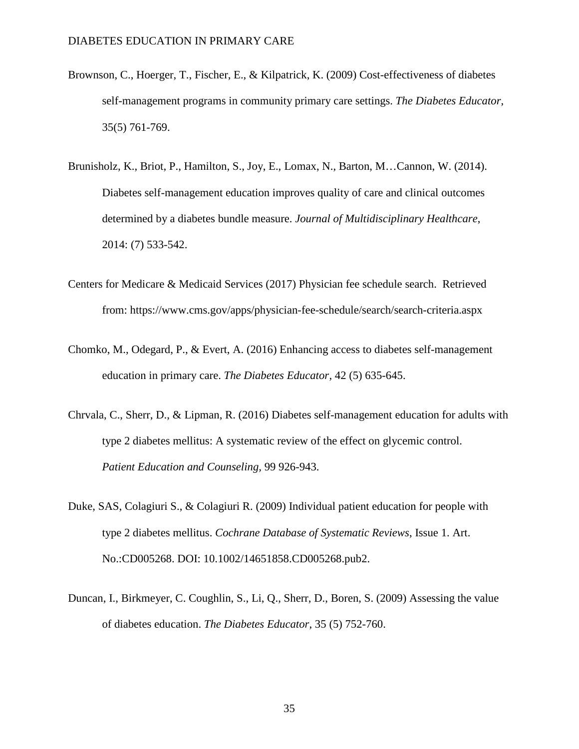Brownson, C., Hoerger, T., Fischer, E., & Kilpatrick, K. (2009) Cost-effectiveness of diabetes self-management programs in community primary care settings. *The Diabetes Educator*, 35(5) 761-769.

Brunisholz, K., Briot, P., Hamilton, S., Joy, E., Lomax, N., Barton, M…Cannon, W. (2014). Diabetes self-management education improves quality of care and clinical outcomes determined by a diabetes bundle measure. *Journal of Multidisciplinary Healthcare*, 2014: (7) 533-542.

Centers for Medicare & Medicaid Services (2017) Physician fee schedule search. Retrieved from: https://www.cms.gov/apps/physician-fee-schedule/search/search-criteria.aspx

Chomko, M., Odegard, P., & Evert, A. (2016) Enhancing access to diabetes self-management education in primary care. *The Diabetes Educator*, 42 (5) 635-645.

Chrvala, C., Sherr, D., & Lipman, R. (2016) Diabetes self-management education for adults with type 2 diabetes mellitus: A systematic review of the effect on glycemic control. *Patient Education and Counseling*, 99 926-943.

Duke, SAS, Colagiuri S., & Colagiuri R. (2009) Individual patient education for people with type 2 diabetes mellitus. *Cochrane Database of Systematic Reviews*, Issue 1. Art. No.:CD005268. DOI: 10.1002/14651858.CD005268.pub2.

Duncan, I., Birkmeyer, C. Coughlin, S., Li, Q., Sherr, D., Boren, S. (2009) Assessing the value of diabetes education. *The Diabetes Educator*, 35 (5) 752-760.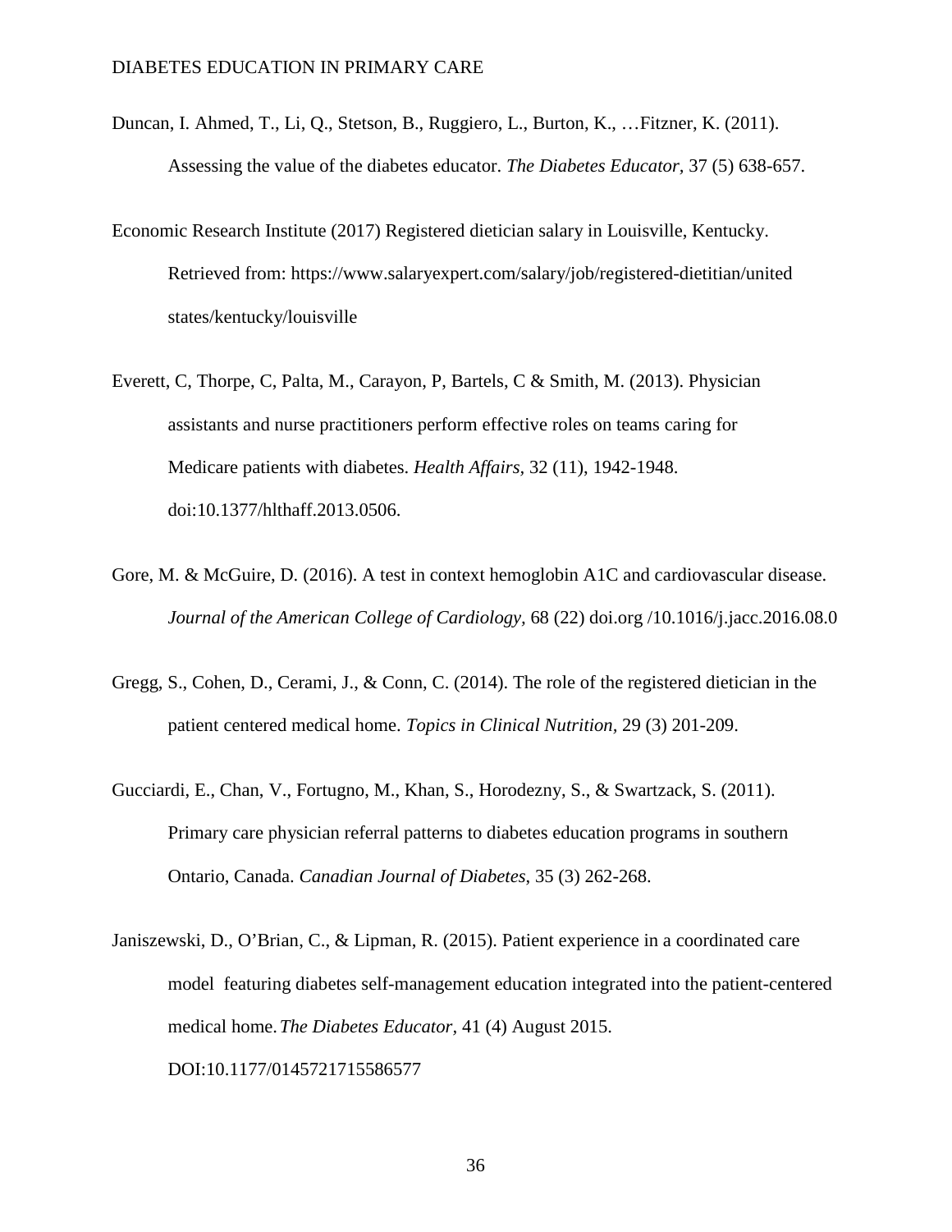Duncan, I. Ahmed, T., Li, Q., Stetson, B., Ruggiero, L., Burton, K., …Fitzner, K. (2011). Assessing the value of the diabetes educator. *The Diabetes Educator,* 37 (5) 638-657.

Economic Research Institute (2017) Registered dietician salary in Louisville, Kentucky. Retrieved from: https://www.salaryexpert.com/salary/job/registered-dietitian/united states/kentucky/louisville

Everett, C, Thorpe, C, Palta, M., Carayon, P, Bartels, C & Smith, M. (2013). Physician assistants and nurse practitioners perform effective roles on teams caring for Medicare patients with diabetes. *Health Affairs,* 32 (11), 1942-1948. doi:10.1377/hlthaff.2013.0506.

Gore, M. & McGuire, D. (2016). A test in context hemoglobin A1C and cardiovascular disease. *Journal of the American College of Cardiology,* 68 (22) doi.org /10.1016/j.jacc.2016.08.0

Gregg, S., Cohen, D., Cerami, J., & Conn, C. (2014). The role of the registered dietician in the patient centered medical home. *Topics in Clinical Nutrition,* 29 (3) 201-209.

Gucciardi, E., Chan, V., Fortugno, M., Khan, S., Horodezny, S., & Swartzack, S. (2011). Primary care physician referral patterns to diabetes education programs in southern Ontario, Canada. *Canadian Journal of Diabetes,* 35 (3) 262-268.

Janiszewski, D., O'Brian, C., & Lipman, R. (2015). Patient experience in a coordinated care model featuring diabetes self-management education integrated into the patient-centered medical home. *The Diabetes Educator*, 41 (4) August 2015. DOI:10.1177/0145721715586577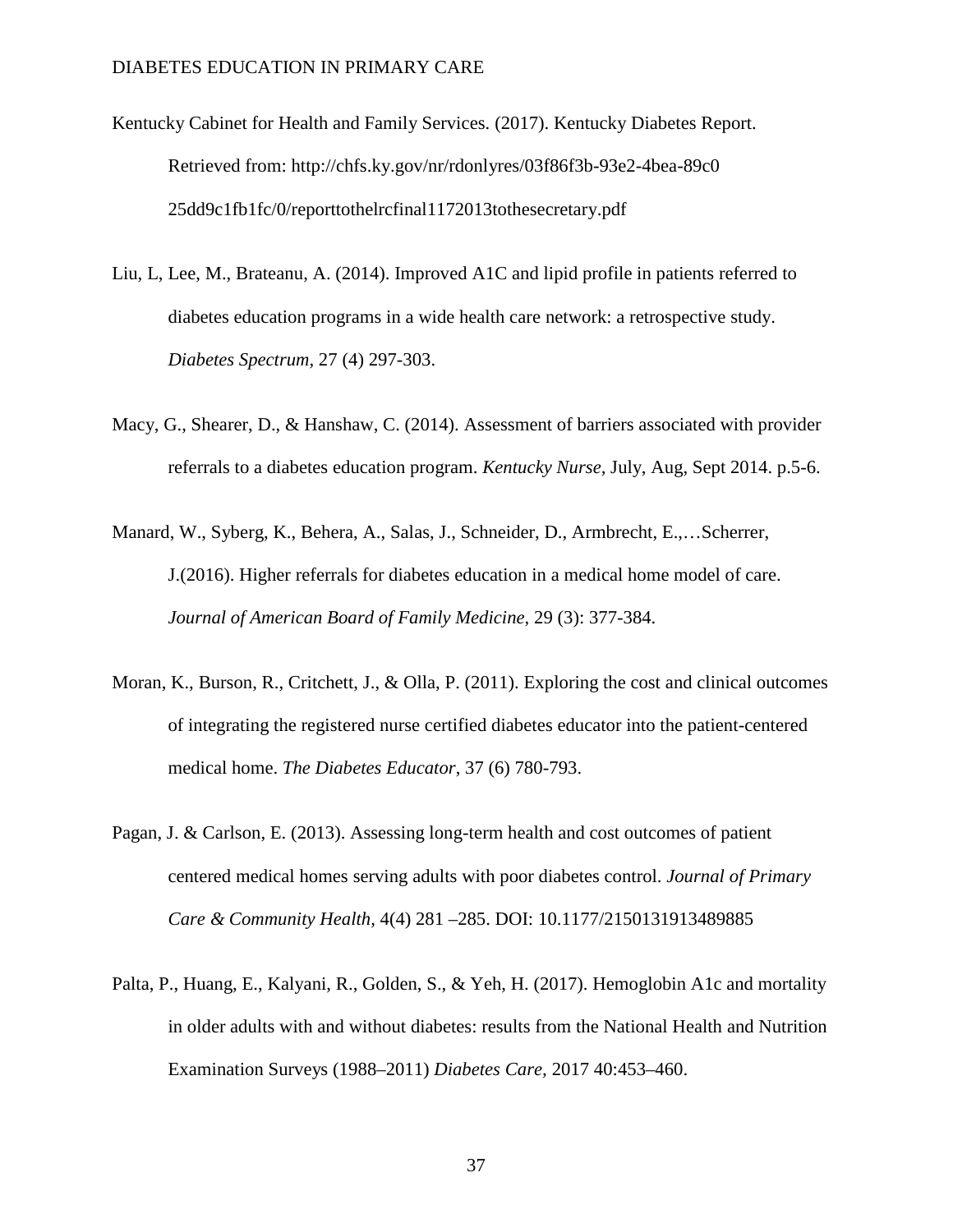Kentucky Cabinet for Health and Family Services. (2017). Kentucky Diabetes Report. Retrieved from: http://chfs.ky.gov/nr/rdonlyres/03f86f3b-93e2-4bea-89c0 25dd9c1fb1fc/0/reporttothelrcfinal1172013tothesecretary.pdf

Liu, L, Lee, M., Brateanu, A. (2014). Improved A1C and lipid profile in patients referred to diabetes education programs in a wide health care network: a retrospective study. *Diabetes Spectrum*, 27 (4) 297-303.

Macy, G., Shearer, D., & Hanshaw, C. (2014). Assessment of barriers associated with provider referrals to a diabetes education program. *Kentucky Nurse*, July, Aug, Sept 2014. p.5-6.

Manard, W., Syberg, K., Behera, A., Salas, J., Schneider, D., Armbrecht, E.,…Scherrer, J.(2016). Higher referrals for diabetes education in a medical home model of care. *Journal of American Board of Family Medicine*, 29 (3): 377-384.

Moran, K., Burson, R., Critchett, J., & Olla, P. (2011). Exploring the cost and clinical outcomes of integrating the registered nurse certified diabetes educator into the patient-centered medical home. *The Diabetes Educator*, 37 (6) 780-793.

Pagan, J. & Carlson, E. (2013). Assessing long-term health and cost outcomes of patient centered medical homes serving adults with poor diabetes control. *Journal of Primary Care & Community Health*, 4(4) 281 –285. DOI: 10.1177/2150131913489885

Palta, P., Huang, E., Kalyani, R., Golden, S., & Yeh, H. (2017). Hemoglobin A1c and mortality in older adults with and without diabetes: results from the National Health and Nutrition Examination Surveys (1988–2011) *Diabetes Care*, 2017 40:453–460.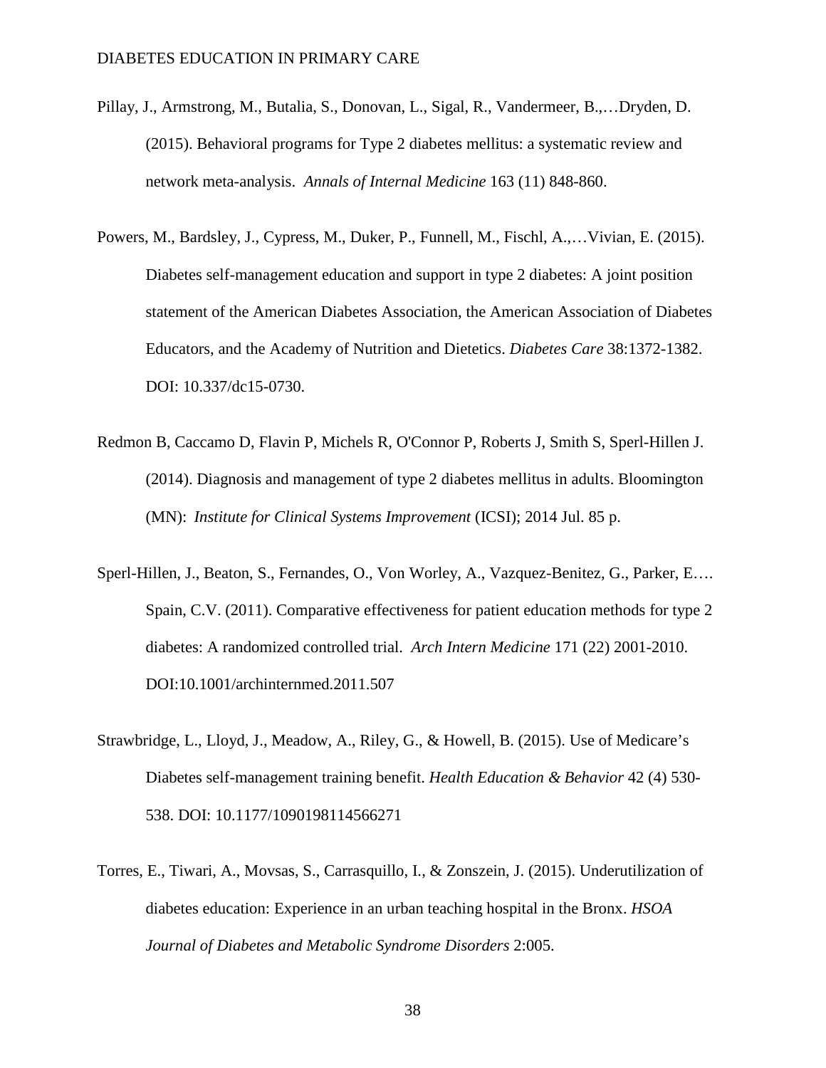Pillay, J., Armstrong, M., Butalia, S., Donovan, L., Sigal, R., Vandermeer, B.,…Dryden, D. (2015). Behavioral programs for Type 2 diabetes mellitus: a systematic review and network meta-analysis. *Annals of Internal Medicine* 163 (11) 848-860.

Powers, M., Bardsley, J., Cypress, M., Duker, P., Funnell, M., Fischl, A.,…Vivian, E. (2015). Diabetes self-management education and support in type 2 diabetes: A joint position statement of the American Diabetes Association, the American Association of Diabetes Educators, and the Academy of Nutrition and Dietetics. *Diabetes Care* 38:1372-1382. DOI: 10.337/dc15-0730.

Redmon B, Caccamo D, Flavin P, Michels R, O'Connor P, Roberts J, Smith S, Sperl-Hillen J. (2014). Diagnosis and management of type 2 diabetes mellitus in adults. Bloomington (MN): *Institute for Clinical Systems Improvement* (ICSI); 2014 Jul. 85 p.

Sperl-Hillen, J., Beaton, S., Fernandes, O., Von Worley, A., Vazquez-Benitez, G., Parker, E…. Spain, C.V. (2011). Comparative effectiveness for patient education methods for type 2 diabetes: A randomized controlled trial. *Arch Intern Medicine* 171 (22) 2001-2010. DOI:10.1001/archinternmed.2011.507

Strawbridge, L., Lloyd, J., Meadow, A., Riley, G., & Howell, B. (2015). Use of Medicare's Diabetes self-management training benefit. *Health Education & Behavior* 42 (4) 530-538. DOI: 10.1177/1090198114566271

Torres, E., Tiwari, A., Movsas, S., Carrasquillo, I., & Zonszein, J. (2015). Underutilization of diabetes education: Experience in an urban teaching hospital in the Bronx. *HSOA Journal of Diabetes and Metabolic Syndrome Disorders* 2:005.